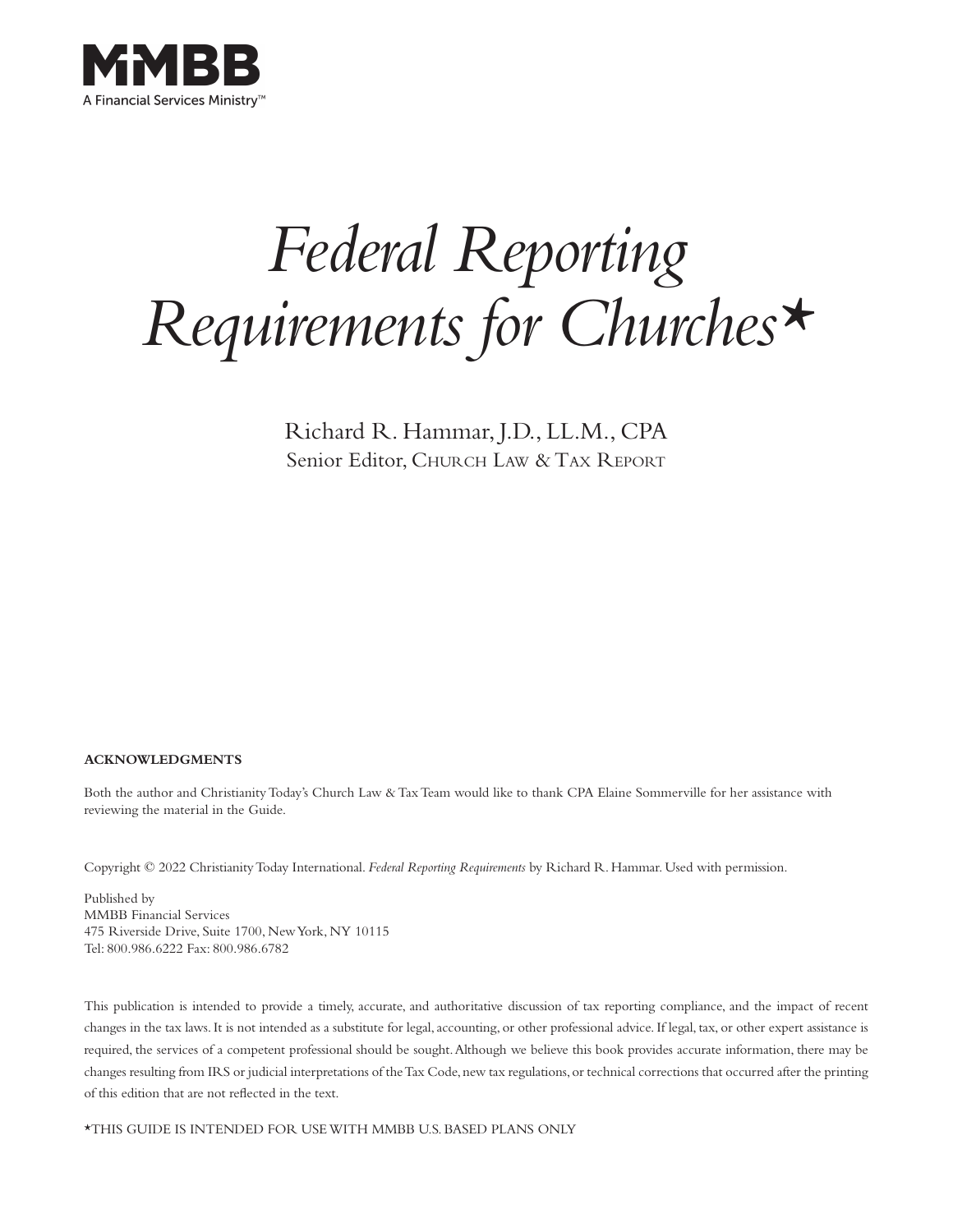MMBB

A Financial Services Ministry™

# *Federal Reporting Requirements for Churches*\*

Richard R. Hammar, J.D., LL.M., CPA

Senior Editor, Church Law & Tax Report

**ACKNOWLEDGMENTS**

Both the author and Christianity Today's Church Law & Tax Team would like to thank CPA Elaine Sommerville for her assistance with reviewing the material in the Guide.

Copyright © 2022 Christianity Today International. *Federal Reporting Requirements* by Richard R. Hammar. Used with permission.

Published by
MMBB Financial Services
475 Riverside Drive, Suite 1700, New York, NY 10115
Tel: 800.986.6222 Fax: 800.986.6782

This publication is intended to provide a timely, accurate, and authoritative discussion of tax reporting compliance, and the impact of recent changes in the tax laws. It is not intended as a substitute for legal, accounting, or other professional advice. If legal, tax, or other expert assistance is required, the services of a competent professional should be sought. Although we believe this book provides accurate information, there may be changes resulting from IRS or judicial interpretations of the Tax Code, new tax regulations, or technical corrections that occurred after the printing of this edition that are not reflected in the text.

\*THIS GUIDE IS INTENDED FOR USE WITH MMBB U.S. BASED PLANS ONLY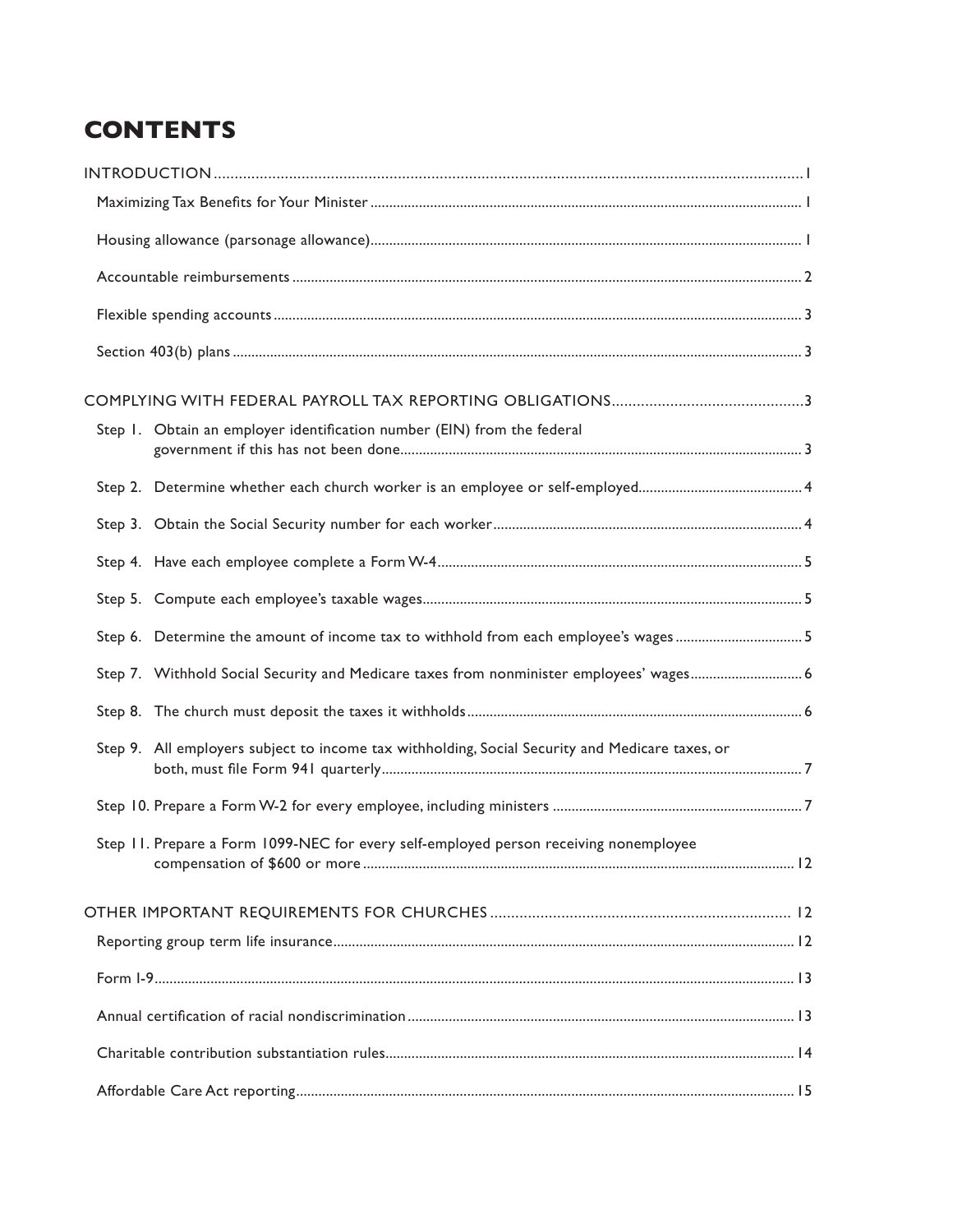# CONTENTS

INTRODUCTION ........................................................................ 1

- Maximizing Tax Benefits for Your Minister ........................................ 1
- Housing allowance (parsonage allowance) ........................................ 1
- Accountable reimbursements ........................................ 2
- Flexible spending accounts ........................................ 3
- Section 403(b) plans ........................................ 3

COMPLYING WITH FEDERAL PAYROLL TAX REPORTING OBLIGATIONS ........................................ 3

- Step 1. Obtain an employer identification number (EIN) from the federal government if this has not been done ........................................ 3
- Step 2. Determine whether each church worker is an employee or self-employed ........................................ 4
- Step 3. Obtain the Social Security number for each worker ........................................ 4
- Step 4. Have each employee complete a Form W-4 ........................................ 5
- Step 5. Compute each employee's taxable wages ........................................ 5
- Step 6. Determine the amount of income tax to withhold from each employee's wages ........................................ 5
- Step 7. Withhold Social Security and Medicare taxes from nonminister employees' wages ........................................ 6
- Step 8. The church must deposit the taxes it withholds ........................................ 6
- Step 9. All employers subject to income tax withholding, Social Security and Medicare taxes, or both, must file Form 941 quarterly ........................................ 7
- Step 10. Prepare a Form W-2 for every employee, including ministers ........................................ 7
- Step 11. Prepare a Form 1099-NEC for every self-employed person receiving nonemployee compensation of $600 or more ........................................ 12

OTHER IMPORTANT REQUIREMENTS FOR CHURCHES ........................................ 12

- Reporting group term life insurance ........................................ 12
- Form I-9 ........................................ 13
- Annual certification of racial nondiscrimination ........................................ 13
- Charitable contribution substantiation rules ........................................ 14
- Affordable Care Act reporting ........................................ 15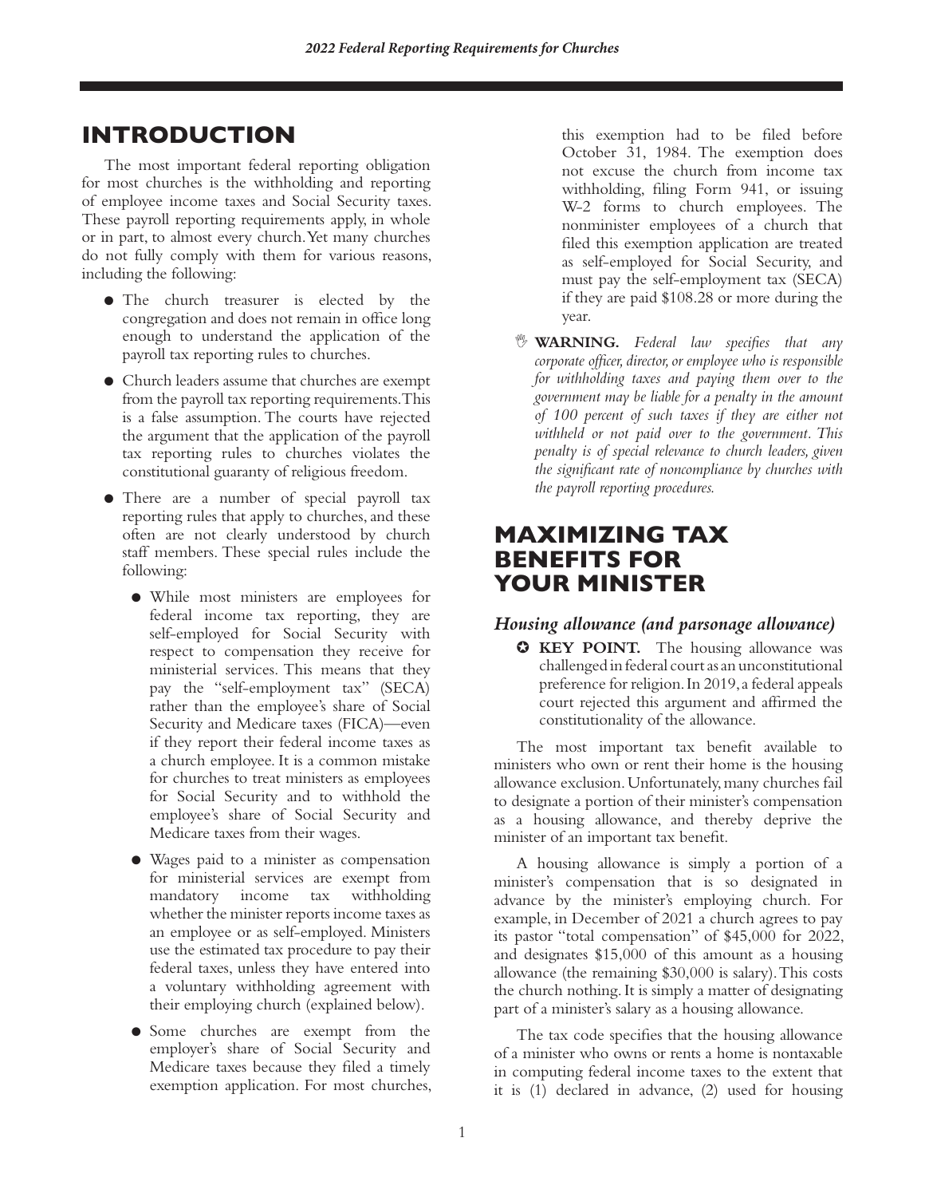## INTRODUCTION

The most important federal reporting obligation for most churches is the withholding and reporting of employee income taxes and Social Security taxes. These payroll reporting requirements apply, in whole or in part, to almost every church. Yet many churches do not fully comply with them for various reasons, including the following:

- The church treasurer is elected by the congregation and does not remain in office long enough to understand the application of the payroll tax reporting rules to churches.
- Church leaders assume that churches are exempt from the payroll tax reporting requirements. This is a false assumption. The courts have rejected the argument that the application of the payroll tax reporting rules to churches violates the constitutional guaranty of religious freedom.
- There are a number of special payroll tax reporting rules that apply to churches, and these often are not clearly understood by church staff members. These special rules include the following:
  - While most ministers are employees for federal income tax reporting, they are self-employed for Social Security with respect to compensation they receive for ministerial services. This means that they pay the "self-employment tax" (SECA) rather than the employee's share of Social Security and Medicare taxes (FICA)—even if they report their federal income taxes as a church employee. It is a common mistake for churches to treat ministers as employees for Social Security and to withhold the employee's share of Social Security and Medicare taxes from their wages.
  - Wages paid to a minister as compensation for ministerial services are exempt from mandatory income tax withholding whether the minister reports income taxes as an employee or as self-employed. Ministers use the estimated tax procedure to pay their federal taxes, unless they have entered into a voluntary withholding agreement with their employing church (explained below).
  - Some churches are exempt from the employer's share of Social Security and Medicare taxes because they filed a timely exemption application. For most churches, this exemption had to be filed before October 31, 1984. The exemption does not excuse the church from income tax withholding, filing Form 941, or issuing W-2 forms to church employees. The nonminister employees of a church that filed this exemption application are treated as self-employed for Social Security, and must pay the self-employment tax (SECA) if they are paid $108.28 or more during the year.

**WARNING.** *Federal law specifies that any corporate officer, director, or employee who is responsible for withholding taxes and paying them over to the government may be liable for a penalty in the amount of 100 percent of such taxes if they are either not withheld or not paid over to the government. This penalty is of special relevance to church leaders, given the significant rate of noncompliance by churches with the payroll reporting procedures.*

## MAXIMIZING TAX BENEFITS FOR YOUR MINISTER

### *Housing allowance (and parsonage allowance)*

**KEY POINT.** The housing allowance was challenged in federal court as an unconstitutional preference for religion. In 2019, a federal appeals court rejected this argument and affirmed the constitutionality of the allowance.

The most important tax benefit available to ministers who own or rent their home is the housing allowance exclusion. Unfortunately, many churches fail to designate a portion of their minister's compensation as a housing allowance, and thereby deprive the minister of an important tax benefit.

A housing allowance is simply a portion of a minister's compensation that is so designated in advance by the minister's employing church. For example, in December of 2021 a church agrees to pay its pastor "total compensation" of $45,000 for 2022, and designates $15,000 of this amount as a housing allowance (the remaining $30,000 is salary). This costs the church nothing. It is simply a matter of designating part of a minister's salary as a housing allowance.

The tax code specifies that the housing allowance of a minister who owns or rents a home is nontaxable in computing federal income taxes to the extent that it is (1) declared in advance, (2) used for housing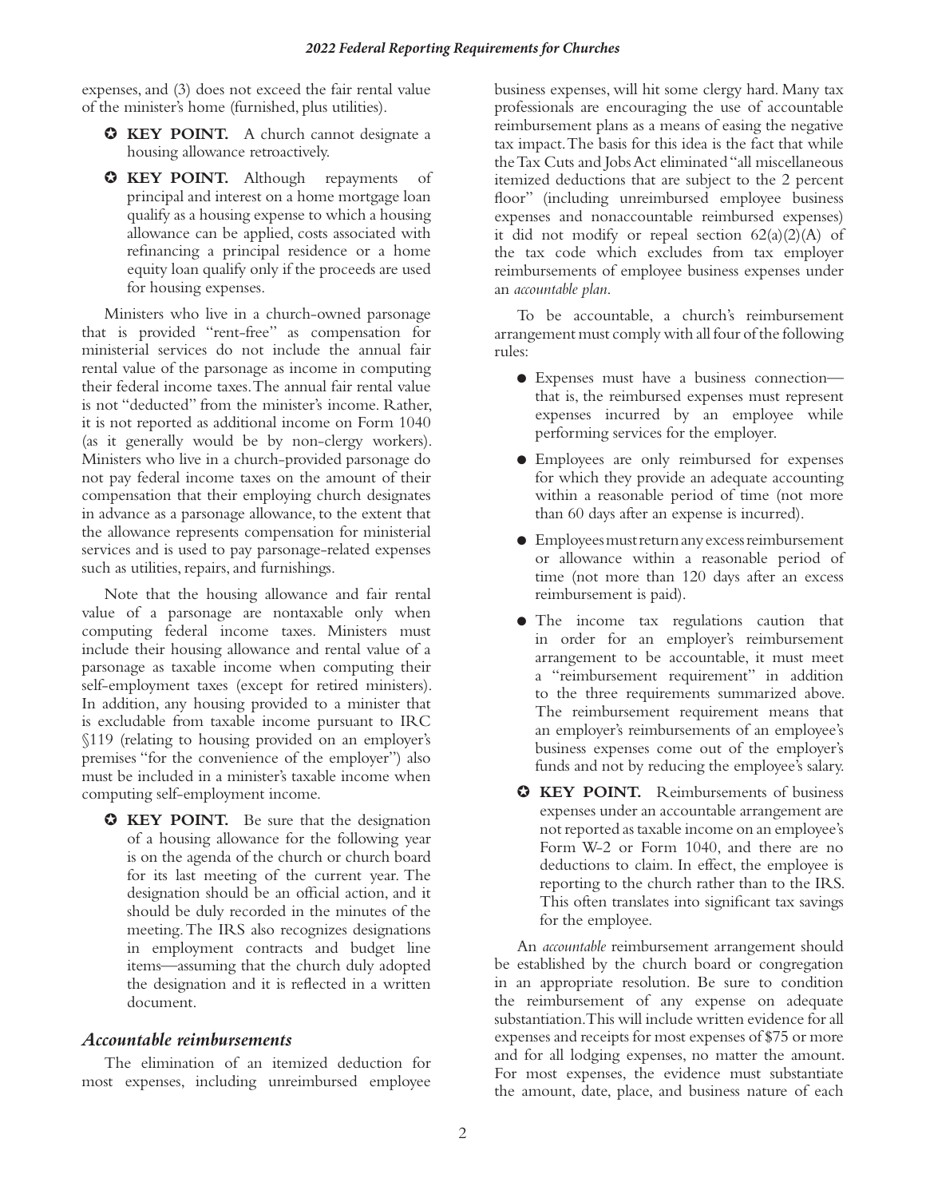expenses, and (3) does not exceed the fair rental value of the minister's home (furnished, plus utilities).

- ✪ **KEY POINT.** A church cannot designate a housing allowance retroactively.
- ✪ **KEY POINT.** Although repayments of principal and interest on a home mortgage loan qualify as a housing expense to which a housing allowance can be applied, costs associated with refinancing a principal residence or a home equity loan qualify only if the proceeds are used for housing expenses.

Ministers who live in a church-owned parsonage that is provided "rent-free" as compensation for ministerial services do not include the annual fair rental value of the parsonage as income in computing their federal income taxes. The annual fair rental value is not "deducted" from the minister's income. Rather, it is not reported as additional income on Form 1040 (as it generally would be by non-clergy workers). Ministers who live in a church-provided parsonage do not pay federal income taxes on the amount of their compensation that their employing church designates in advance as a parsonage allowance, to the extent that the allowance represents compensation for ministerial services and is used to pay parsonage-related expenses such as utilities, repairs, and furnishings.

Note that the housing allowance and fair rental value of a parsonage are nontaxable only when computing federal income taxes. Ministers must include their housing allowance and rental value of a parsonage as taxable income when computing their self-employment taxes (except for retired ministers). In addition, any housing provided to a minister that is excludable from taxable income pursuant to IRC §119 (relating to housing provided on an employer's premises "for the convenience of the employer") also must be included in a minister's taxable income when computing self-employment income.

- ✪ **KEY POINT.** Be sure that the designation of a housing allowance for the following year is on the agenda of the church or church board for its last meeting of the current year. The designation should be an official action, and it should be duly recorded in the minutes of the meeting. The IRS also recognizes designations in employment contracts and budget line items—assuming that the church duly adopted the designation and it is reflected in a written document.

## *Accountable reimbursements*

The elimination of an itemized deduction for most expenses, including unreimbursed employee business expenses, will hit some clergy hard. Many tax professionals are encouraging the use of accountable reimbursement plans as a means of easing the negative tax impact. The basis for this idea is the fact that while the Tax Cuts and Jobs Act eliminated "all miscellaneous itemized deductions that are subject to the 2 percent floor" (including unreimbursed employee business expenses and nonaccountable reimbursed expenses) it did not modify or repeal section 62(a)(2)(A) of the tax code which excludes from tax employer reimbursements of employee business expenses under an *accountable plan*.

To be accountable, a church's reimbursement arrangement must comply with all four of the following rules:

- Expenses must have a business connection—that is, the reimbursed expenses must represent expenses incurred by an employee while performing services for the employer.
- Employees are only reimbursed for expenses for which they provide an adequate accounting within a reasonable period of time (not more than 60 days after an expense is incurred).
- Employees must return any excess reimbursement or allowance within a reasonable period of time (not more than 120 days after an excess reimbursement is paid).
- The income tax regulations caution that in order for an employer's reimbursement arrangement to be accountable, it must meet a "reimbursement requirement" in addition to the three requirements summarized above. The reimbursement requirement means that an employer's reimbursements of an employee's business expenses come out of the employer's funds and not by reducing the employee's salary.

- ✪ **KEY POINT.** Reimbursements of business expenses under an accountable arrangement are not reported as taxable income on an employee's Form W-2 or Form 1040, and there are no deductions to claim. In effect, the employee is reporting to the church rather than to the IRS. This often translates into significant tax savings for the employee.

An *accountable* reimbursement arrangement should be established by the church board or congregation in an appropriate resolution. Be sure to condition the reimbursement of any expense on adequate substantiation. This will include written evidence for all expenses and receipts for most expenses of $75 or more and for all lodging expenses, no matter the amount. For most expenses, the evidence must substantiate the amount, date, place, and business nature of each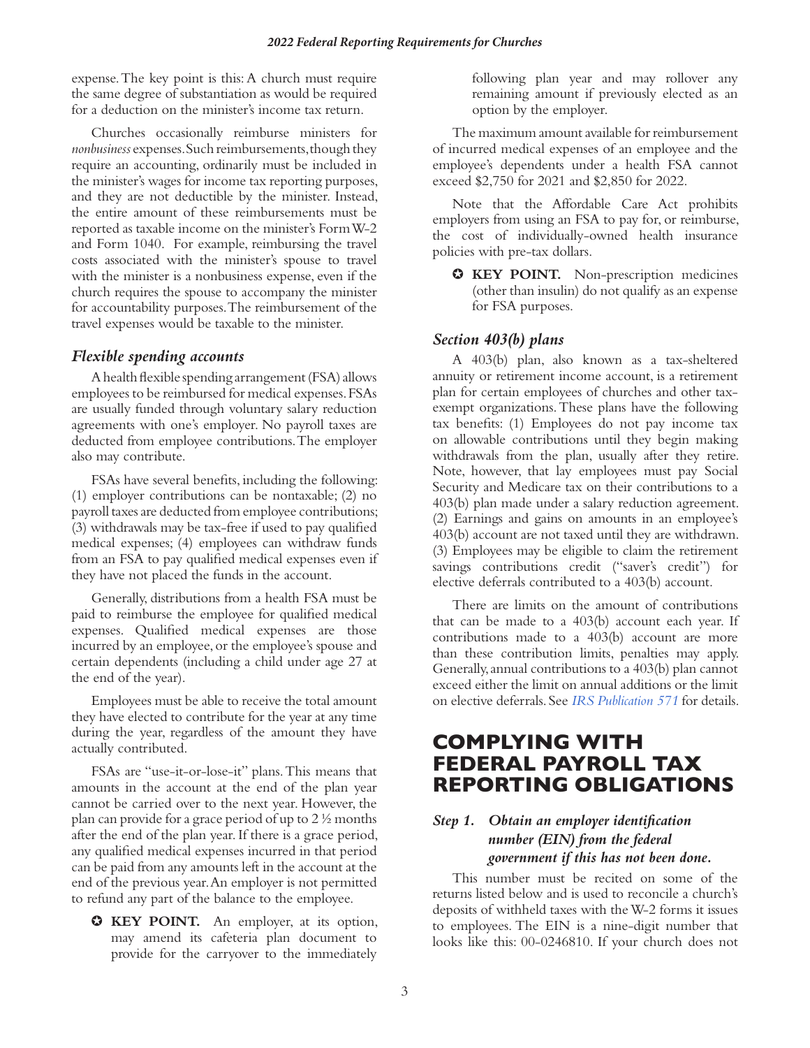expense. The key point is this: A church must require the same degree of substantiation as would be required for a deduction on the minister's income tax return.

Churches occasionally reimburse ministers for *nonbusiness* expenses. Such reimbursements, though they require an accounting, ordinarily must be included in the minister's wages for income tax reporting purposes, and they are not deductible by the minister. Instead, the entire amount of these reimbursements must be reported as taxable income on the minister's Form W-2 and Form 1040. For example, reimbursing the travel costs associated with the minister's spouse to travel with the minister is a nonbusiness expense, even if the church requires the spouse to accompany the minister for accountability purposes. The reimbursement of the travel expenses would be taxable to the minister.

### *Flexible spending accounts*

A health flexible spending arrangement (FSA) allows employees to be reimbursed for medical expenses. FSAs are usually funded through voluntary salary reduction agreements with one's employer. No payroll taxes are deducted from employee contributions. The employer also may contribute.

FSAs have several benefits, including the following: (1) employer contributions can be nontaxable; (2) no payroll taxes are deducted from employee contributions; (3) withdrawals may be tax-free if used to pay qualified medical expenses; (4) employees can withdraw funds from an FSA to pay qualified medical expenses even if they have not placed the funds in the account.

Generally, distributions from a health FSA must be paid to reimburse the employee for qualified medical expenses. Qualified medical expenses are those incurred by an employee, or the employee's spouse and certain dependents (including a child under age 27 at the end of the year).

Employees must be able to receive the total amount they have elected to contribute for the year at any time during the year, regardless of the amount they have actually contributed.

FSAs are "use-it-or-lose-it" plans. This means that amounts in the account at the end of the plan year cannot be carried over to the next year. However, the plan can provide for a grace period of up to 2 ½ months after the end of the plan year. If there is a grace period, any qualified medical expenses incurred in that period can be paid from any amounts left in the account at the end of the previous year. An employer is not permitted to refund any part of the balance to the employee.

> ✪ **KEY POINT.** An employer, at its option, may amend its cafeteria plan document to provide for the carryover to the immediately following plan year and may rollover any remaining amount if previously elected as an option by the employer.

The maximum amount available for reimbursement of incurred medical expenses of an employee and the employee's dependents under a health FSA cannot exceed $2,750 for 2021 and $2,850 for 2022.

Note that the Affordable Care Act prohibits employers from using an FSA to pay for, or reimburse, the cost of individually-owned health insurance policies with pre-tax dollars.

> ✪ **KEY POINT.** Non-prescription medicines (other than insulin) do not qualify as an expense for FSA purposes.

### *Section 403(b) plans*

A 403(b) plan, also known as a tax-sheltered annuity or retirement income account, is a retirement plan for certain employees of churches and other tax-exempt organizations. These plans have the following tax benefits: (1) Employees do not pay income tax on allowable contributions until they begin making withdrawals from the plan, usually after they retire. Note, however, that lay employees must pay Social Security and Medicare tax on their contributions to a 403(b) plan made under a salary reduction agreement. (2) Earnings and gains on amounts in an employee's 403(b) account are not taxed until they are withdrawn. (3) Employees may be eligible to claim the retirement savings contributions credit ("saver's credit") for elective deferrals contributed to a 403(b) account.

There are limits on the amount of contributions that can be made to a 403(b) account each year. If contributions made to a 403(b) account are more than these contribution limits, penalties may apply. Generally, annual contributions to a 403(b) plan cannot exceed either the limit on annual additions or the limit on elective deferrals. See *IRS Publication 571* for details.

# COMPLYING WITH FEDERAL PAYROLL TAX REPORTING OBLIGATIONS

### *Step 1. Obtain an employer identification number (EIN) from the federal government if this has not been done.*

This number must be recited on some of the returns listed below and is used to reconcile a church's deposits of withheld taxes with the W-2 forms it issues to employees. The EIN is a nine-digit number that looks like this: 00-0246810. If your church does not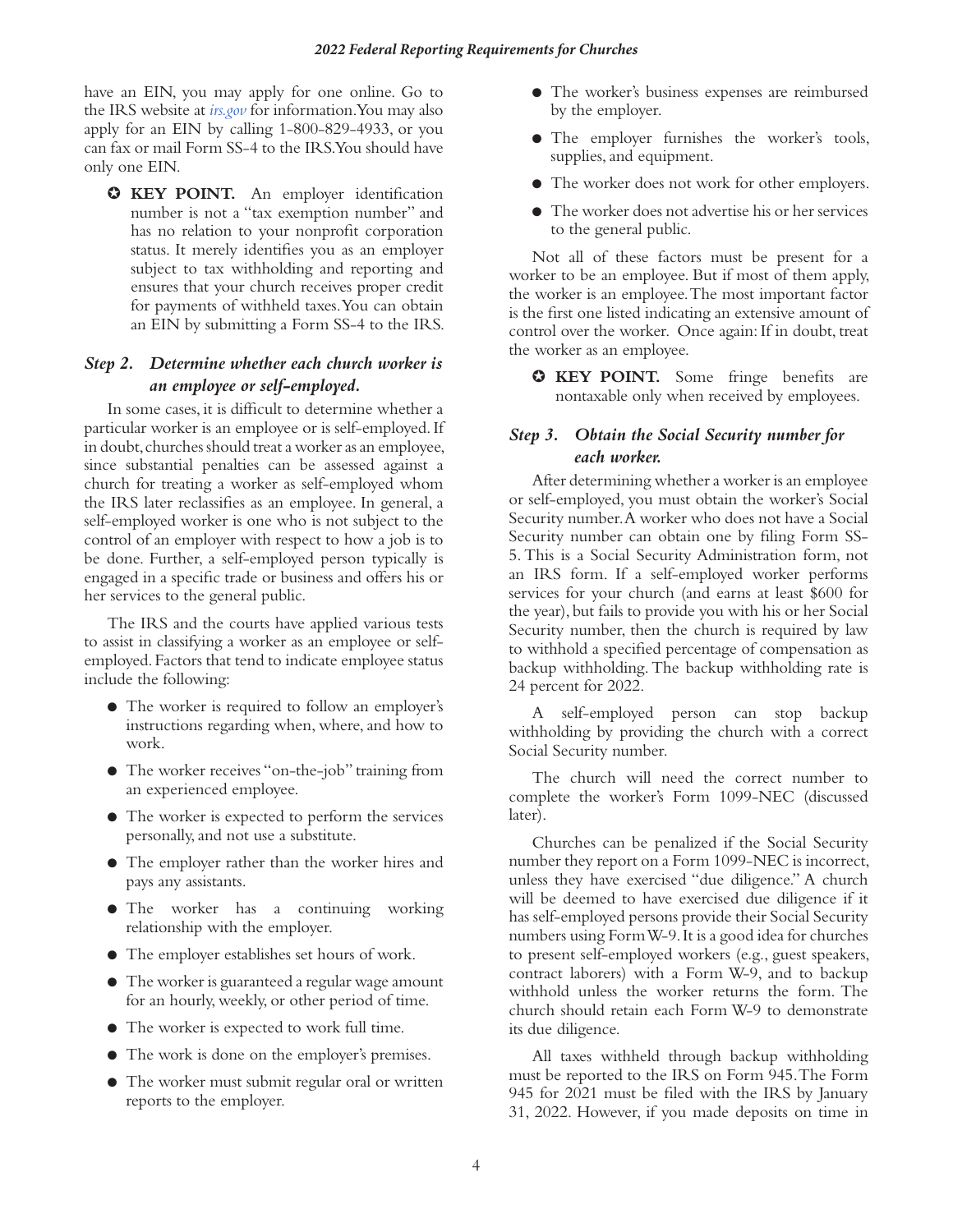have an EIN, you may apply for one online. Go to the IRS website at *irs.gov* for information. You may also apply for an EIN by calling 1-800-829-4933, or you can fax or mail Form SS-4 to the IRS. You should have only one EIN.

> ✪ **KEY POINT.** An employer identification number is not a "tax exemption number" and has no relation to your nonprofit corporation status. It merely identifies you as an employer subject to tax withholding and reporting and ensures that your church receives proper credit for payments of withheld taxes. You can obtain an EIN by submitting a Form SS-4 to the IRS.

### *Step 2. Determine whether each church worker is an employee or self-employed.*

In some cases, it is difficult to determine whether a particular worker is an employee or is self-employed. If in doubt, churches should treat a worker as an employee, since substantial penalties can be assessed against a church for treating a worker as self-employed whom the IRS later reclassifies as an employee. In general, a self-employed worker is one who is not subject to the control of an employer with respect to how a job is to be done. Further, a self-employed person typically is engaged in a specific trade or business and offers his or her services to the general public.

The IRS and the courts have applied various tests to assist in classifying a worker as an employee or self-employed. Factors that tend to indicate employee status include the following:

- The worker is required to follow an employer's instructions regarding when, where, and how to work.
- The worker receives "on-the-job" training from an experienced employee.
- The worker is expected to perform the services personally, and not use a substitute.
- The employer rather than the worker hires and pays any assistants.
- The worker has a continuing working relationship with the employer.
- The employer establishes set hours of work.
- The worker is guaranteed a regular wage amount for an hourly, weekly, or other period of time.
- The worker is expected to work full time.
- The work is done on the employer's premises.
- The worker must submit regular oral or written reports to the employer.
- The worker's business expenses are reimbursed by the employer.
- The employer furnishes the worker's tools, supplies, and equipment.
- The worker does not work for other employers.
- The worker does not advertise his or her services to the general public.

Not all of these factors must be present for a worker to be an employee. But if most of them apply, the worker is an employee. The most important factor is the first one listed indicating an extensive amount of control over the worker. Once again: If in doubt, treat the worker as an employee.

> ✪ **KEY POINT.** Some fringe benefits are nontaxable only when received by employees.

### *Step 3. Obtain the Social Security number for each worker.*

After determining whether a worker is an employee or self-employed, you must obtain the worker's Social Security number. A worker who does not have a Social Security number can obtain one by filing Form SS-5. This is a Social Security Administration form, not an IRS form. If a self-employed worker performs services for your church (and earns at least $600 for the year), but fails to provide you with his or her Social Security number, then the church is required by law to withhold a specified percentage of compensation as backup withholding. The backup withholding rate is 24 percent for 2022.

A self-employed person can stop backup withholding by providing the church with a correct Social Security number.

The church will need the correct number to complete the worker's Form 1099-NEC (discussed later).

Churches can be penalized if the Social Security number they report on a Form 1099-NEC is incorrect, unless they have exercised "due diligence." A church will be deemed to have exercised due diligence if it has self-employed persons provide their Social Security numbers using Form W-9. It is a good idea for churches to present self-employed workers (e.g., guest speakers, contract laborers) with a Form W-9, and to backup withhold unless the worker returns the form. The church should retain each Form W-9 to demonstrate its due diligence.

All taxes withheld through backup withholding must be reported to the IRS on Form 945. The Form 945 for 2021 must be filed with the IRS by January 31, 2022. However, if you made deposits on time in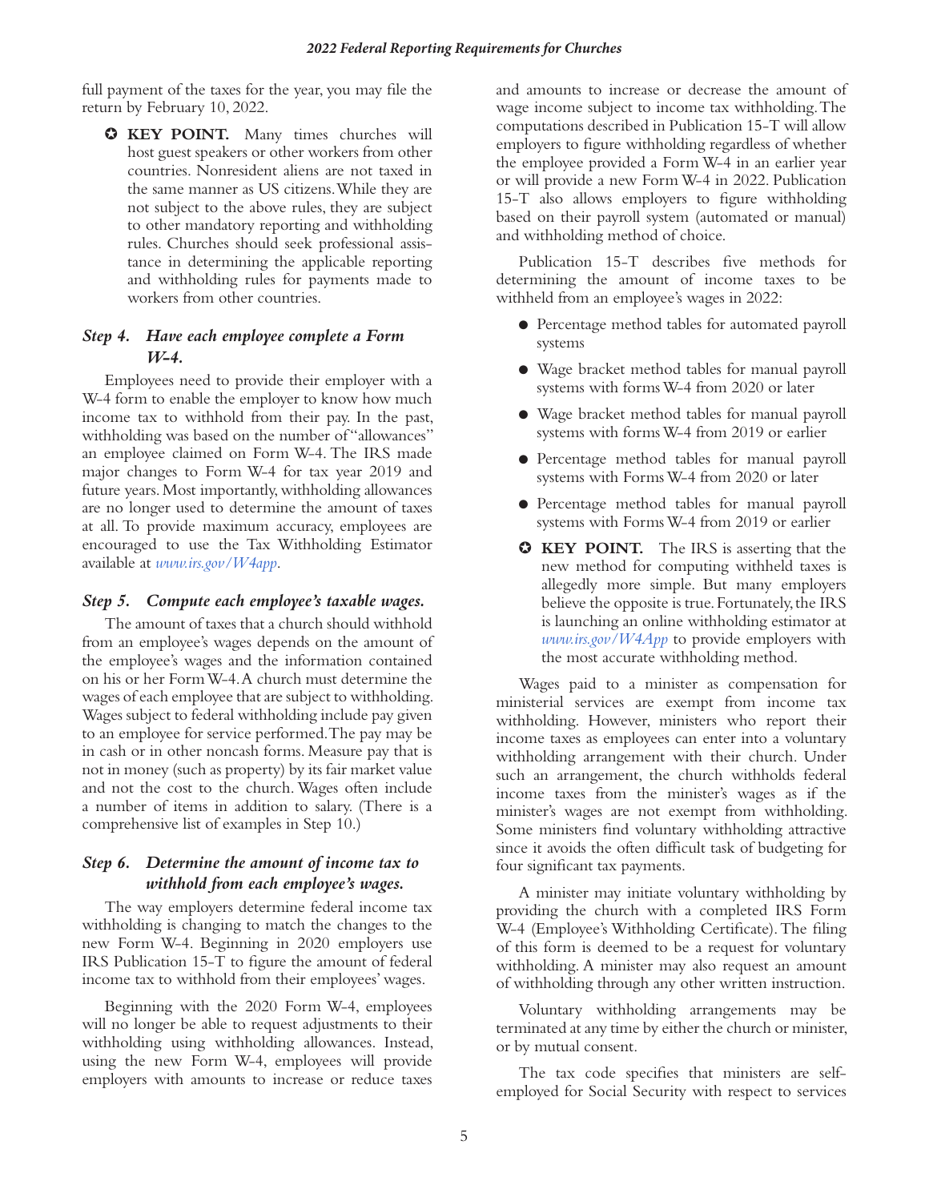full payment of the taxes for the year, you may file the return by February 10, 2022.

- ✪ **KEY POINT.** Many times churches will host guest speakers or other workers from other countries. Nonresident aliens are not taxed in the same manner as US citizens. While they are not subject to the above rules, they are subject to other mandatory reporting and withholding rules. Churches should seek professional assistance in determining the applicable reporting and withholding rules for payments made to workers from other countries.

### *Step 4. Have each employee complete a Form W-4.*

Employees need to provide their employer with a W-4 form to enable the employer to know how much income tax to withhold from their pay. In the past, withholding was based on the number of "allowances" an employee claimed on Form W-4. The IRS made major changes to Form W-4 for tax year 2019 and future years. Most importantly, withholding allowances are no longer used to determine the amount of taxes at all. To provide maximum accuracy, employees are encouraged to use the Tax Withholding Estimator available at *www.irs.gov/W4app*.

### *Step 5. Compute each employee's taxable wages.*

The amount of taxes that a church should withhold from an employee's wages depends on the amount of the employee's wages and the information contained on his or her Form W-4. A church must determine the wages of each employee that are subject to withholding. Wages subject to federal withholding include pay given to an employee for service performed. The pay may be in cash or in other noncash forms. Measure pay that is not in money (such as property) by its fair market value and not the cost to the church. Wages often include a number of items in addition to salary. (There is a comprehensive list of examples in Step 10.)

### *Step 6. Determine the amount of income tax to withhold from each employee's wages.*

The way employers determine federal income tax withholding is changing to match the changes to the new Form W-4. Beginning in 2020 employers use IRS Publication 15-T to figure the amount of federal income tax to withhold from their employees' wages.

Beginning with the 2020 Form W-4, employees will no longer be able to request adjustments to their withholding using withholding allowances. Instead, using the new Form W-4, employees will provide employers with amounts to increase or reduce taxes and amounts to increase or decrease the amount of wage income subject to income tax withholding. The computations described in Publication 15-T will allow employers to figure withholding regardless of whether the employee provided a Form W-4 in an earlier year or will provide a new Form W-4 in 2022. Publication 15-T also allows employers to figure withholding based on their payroll system (automated or manual) and withholding method of choice.

Publication 15-T describes five methods for determining the amount of income taxes to be withheld from an employee's wages in 2022:

- Percentage method tables for automated payroll systems
- Wage bracket method tables for manual payroll systems with forms W-4 from 2020 or later
- Wage bracket method tables for manual payroll systems with forms W-4 from 2019 or earlier
- Percentage method tables for manual payroll systems with Forms W-4 from 2020 or later
- Percentage method tables for manual payroll systems with Forms W-4 from 2019 or earlier

- ✪ **KEY POINT.** The IRS is asserting that the new method for computing withheld taxes is allegedly more simple. But many employers believe the opposite is true. Fortunately, the IRS is launching an online withholding estimator at *www.irs.gov/W4App* to provide employers with the most accurate withholding method.

Wages paid to a minister as compensation for ministerial services are exempt from income tax withholding. However, ministers who report their income taxes as employees can enter into a voluntary withholding arrangement with their church. Under such an arrangement, the church withholds federal income taxes from the minister's wages as if the minister's wages are not exempt from withholding. Some ministers find voluntary withholding attractive since it avoids the often difficult task of budgeting for four significant tax payments.

A minister may initiate voluntary withholding by providing the church with a completed IRS Form W-4 (Employee's Withholding Certificate). The filing of this form is deemed to be a request for voluntary withholding. A minister may also request an amount of withholding through any other written instruction.

Voluntary withholding arrangements may be terminated at any time by either the church or minister, or by mutual consent.

The tax code specifies that ministers are self-employed for Social Security with respect to services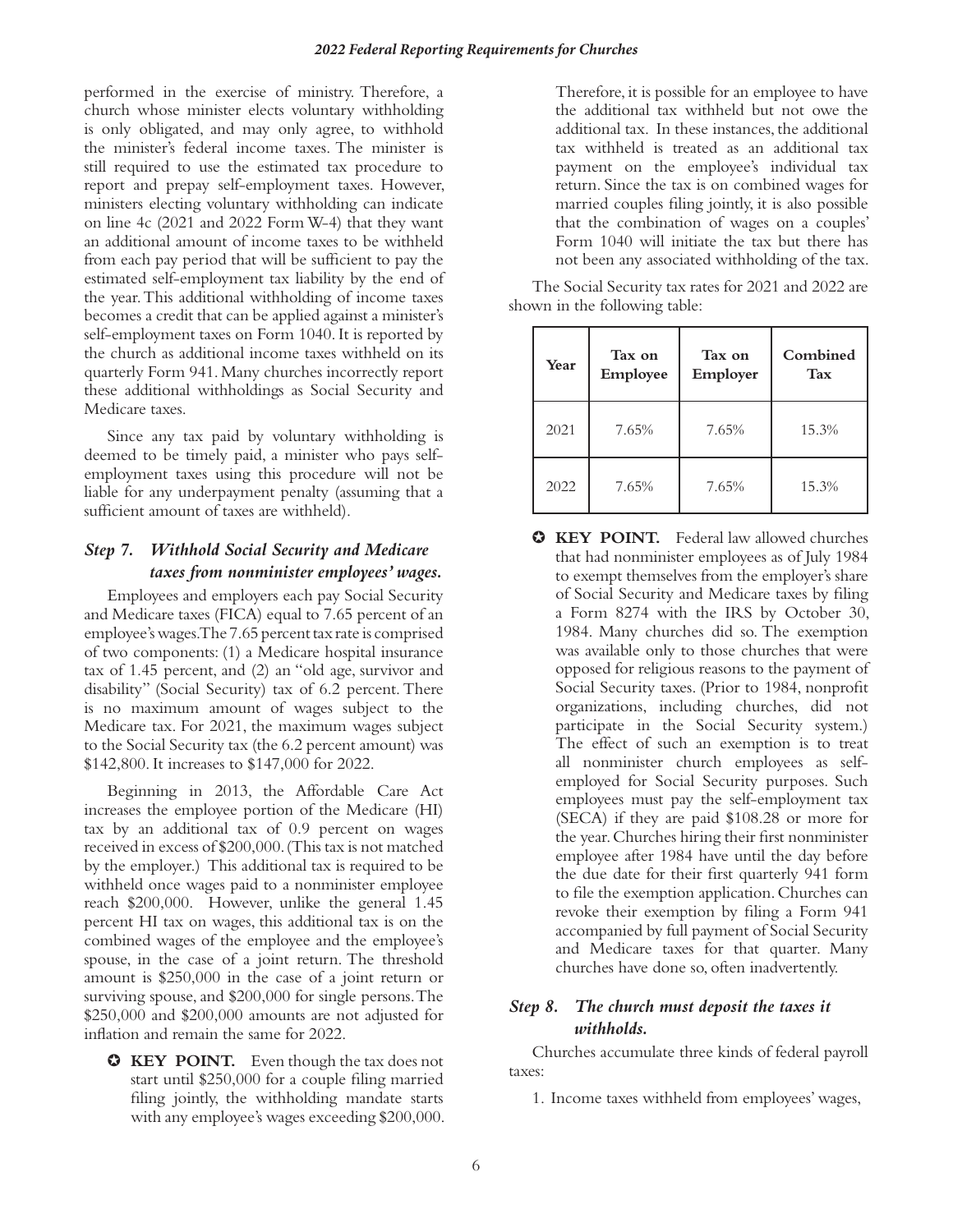performed in the exercise of ministry. Therefore, a church whose minister elects voluntary withholding is only obligated, and may only agree, to withhold the minister's federal income taxes. The minister is still required to use the estimated tax procedure to report and prepay self-employment taxes. However, ministers electing voluntary withholding can indicate on line 4c (2021 and 2022 Form W-4) that they want an additional amount of income taxes to be withheld from each pay period that will be sufficient to pay the estimated self-employment tax liability by the end of the year. This additional withholding of income taxes becomes a credit that can be applied against a minister's self-employment taxes on Form 1040. It is reported by the church as additional income taxes withheld on its quarterly Form 941. Many churches incorrectly report these additional withholdings as Social Security and Medicare taxes.

Since any tax paid by voluntary withholding is deemed to be timely paid, a minister who pays self-employment taxes using this procedure will not be liable for any underpayment penalty (assuming that a sufficient amount of taxes are withheld).

### *Step 7. Withhold Social Security and Medicare taxes from nonminister employees' wages.*

Employees and employers each pay Social Security and Medicare taxes (FICA) equal to 7.65 percent of an employee's wages. The 7.65 percent tax rate is comprised of two components: (1) a Medicare hospital insurance tax of 1.45 percent, and (2) an "old age, survivor and disability" (Social Security) tax of 6.2 percent. There is no maximum amount of wages subject to the Medicare tax. For 2021, the maximum wages subject to the Social Security tax (the 6.2 percent amount) was $142,800. It increases to $147,000 for 2022.

Beginning in 2013, the Affordable Care Act increases the employee portion of the Medicare (HI) tax by an additional tax of 0.9 percent on wages received in excess of $200,000. (This tax is not matched by the employer.) This additional tax is required to be withheld once wages paid to a nonminister employee reach $200,000. However, unlike the general 1.45 percent HI tax on wages, this additional tax is on the combined wages of the employee and the employee's spouse, in the case of a joint return. The threshold amount is $250,000 in the case of a joint return or surviving spouse, and $200,000 for single persons. The $250,000 and $200,000 amounts are not adjusted for inflation and remain the same for 2022.

> ✪ **KEY POINT.** Even though the tax does not start until $250,000 for a couple filing married filing jointly, the withholding mandate starts with any employee's wages exceeding $200,000. Therefore, it is possible for an employee to have the additional tax withheld but not owe the additional tax. In these instances, the additional tax withheld is treated as an additional tax payment on the employee's individual tax return. Since the tax is on combined wages for married couples filing jointly, it is also possible that the combination of wages on a couples' Form 1040 will initiate the tax but there has not been any associated withholding of the tax.

The Social Security tax rates for 2021 and 2022 are shown in the following table:

| Year | Tax on Employee | Tax on Employer | Combined Tax |
|---|---|---|---|
| 2021 | 7.65% | 7.65% | 15.3% |
| 2022 | 7.65% | 7.65% | 15.3% |

> ✪ **KEY POINT.** Federal law allowed churches that had nonminister employees as of July 1984 to exempt themselves from the employer's share of Social Security and Medicare taxes by filing a Form 8274 with the IRS by October 30, 1984. Many churches did so. The exemption was available only to those churches that were opposed for religious reasons to the payment of Social Security taxes. (Prior to 1984, nonprofit organizations, including churches, did not participate in the Social Security system.) The effect of such an exemption is to treat all nonminister church employees as self-employed for Social Security purposes. Such employees must pay the self-employment tax (SECA) if they are paid $108.28 or more for the year. Churches hiring their first nonminister employee after 1984 have until the day before the due date for their first quarterly 941 form to file the exemption application. Churches can revoke their exemption by filing a Form 941 accompanied by full payment of Social Security and Medicare taxes for that quarter. Many churches have done so, often inadvertently.

### *Step 8. The church must deposit the taxes it withholds.*

Churches accumulate three kinds of federal payroll taxes:

1. Income taxes withheld from employees' wages,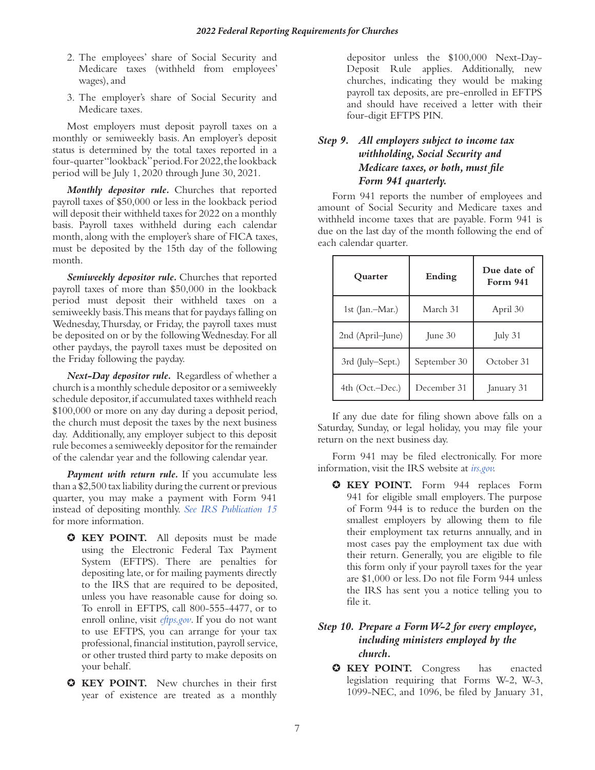2. The employees' share of Social Security and Medicare taxes (withheld from employees' wages), and

3. The employer's share of Social Security and Medicare taxes.

Most employers must deposit payroll taxes on a monthly or semiweekly basis. An employer's deposit status is determined by the total taxes reported in a four-quarter "lookback" period. For 2022, the lookback period will be July 1, 2020 through June 30, 2021.

***Monthly depositor rule.*** Churches that reported payroll taxes of $50,000 or less in the lookback period will deposit their withheld taxes for 2022 on a monthly basis. Payroll taxes withheld during each calendar month, along with the employer's share of FICA taxes, must be deposited by the 15th day of the following month.

***Semiweekly depositor rule.*** Churches that reported payroll taxes of more than $50,000 in the lookback period must deposit their withheld taxes on a semiweekly basis. This means that for paydays falling on Wednesday, Thursday, or Friday, the payroll taxes must be deposited on or by the following Wednesday. For all other paydays, the payroll taxes must be deposited on the Friday following the payday.

***Next-Day depositor rule.*** Regardless of whether a church is a monthly schedule depositor or a semiweekly schedule depositor, if accumulated taxes withheld reach $100,000 or more on any day during a deposit period, the church must deposit the taxes by the next business day. Additionally, any employer subject to this deposit rule becomes a semiweekly depositor for the remainder of the calendar year and the following calendar year.

***Payment with return rule.*** If you accumulate less than a $2,500 tax liability during the current or previous quarter, you may make a payment with Form 941 instead of depositing monthly. *See IRS Publication 15* for more information.

- ✪ **KEY POINT.** All deposits must be made using the Electronic Federal Tax Payment System (EFTPS). There are penalties for depositing late, or for mailing payments directly to the IRS that are required to be deposited, unless you have reasonable cause for doing so. To enroll in EFTPS, call 800-555-4477, or to enroll online, visit *eftps.gov*. If you do not want to use EFTPS, you can arrange for your tax professional, financial institution, payroll service, or other trusted third party to make deposits on your behalf.

- ✪ **KEY POINT.** New churches in their first year of existence are treated as a monthly depositor unless the $100,000 Next-Day-Deposit Rule applies. Additionally, new churches, indicating they would be making payroll tax deposits, are pre-enrolled in EFTPS and should have received a letter with their four-digit EFTPS PIN.

### *Step 9. All employers subject to income tax withholding, Social Security and Medicare taxes, or both, must file Form 941 quarterly.*

Form 941 reports the number of employees and amount of Social Security and Medicare taxes and withheld income taxes that are payable. Form 941 is due on the last day of the month following the end of each calendar quarter.

| Quarter | Ending | Due date of Form 941 |
|---|---|---|
| 1st (Jan.–Mar.) | March 31 | April 30 |
| 2nd (April–June) | June 30 | July 31 |
| 3rd (July–Sept.) | September 30 | October 31 |
| 4th (Oct.–Dec.) | December 31 | January 31 |

If any due date for filing shown above falls on a Saturday, Sunday, or legal holiday, you may file your return on the next business day.

Form 941 may be filed electronically. For more information, visit the IRS website at *irs.gov.*

- ✪ **KEY POINT.** Form 944 replaces Form 941 for eligible small employers. The purpose of Form 944 is to reduce the burden on the smallest employers by allowing them to file their employment tax returns annually, and in most cases pay the employment tax due with their return. Generally, you are eligible to file this form only if your payroll taxes for the year are $1,000 or less. Do not file Form 944 unless the IRS has sent you a notice telling you to file it.

### *Step 10. Prepare a Form W-2 for every employee, including ministers employed by the church.*

- ✪ **KEY POINT.** Congress has enacted legislation requiring that Forms W-2, W-3, 1099-NEC, and 1096, be filed by January 31,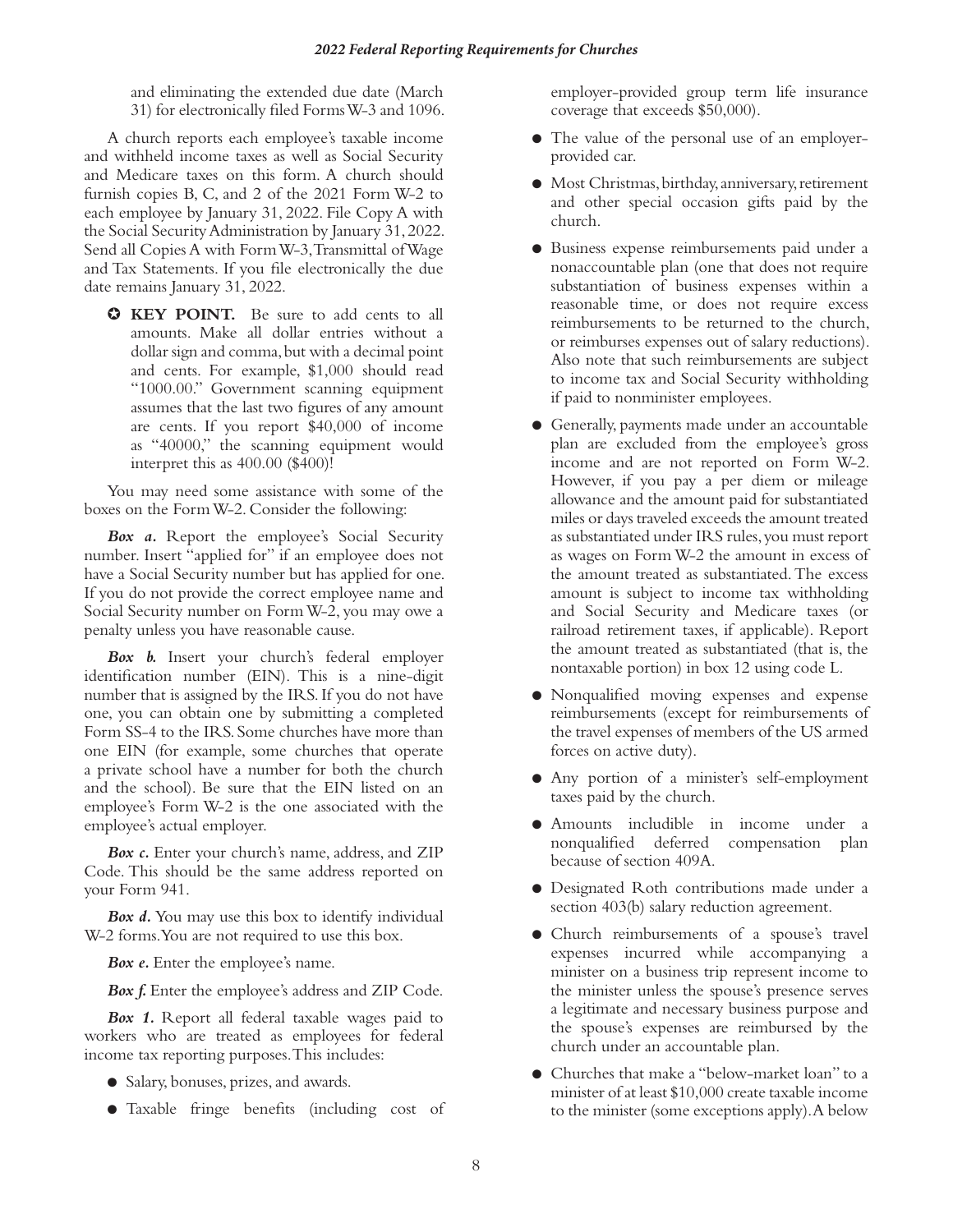and eliminating the extended due date (March 31) for electronically filed Forms W-3 and 1096.

A church reports each employee's taxable income and withheld income taxes as well as Social Security and Medicare taxes on this form. A church should furnish copies B, C, and 2 of the 2021 Form W-2 to each employee by January 31, 2022. File Copy A with the Social Security Administration by January 31, 2022. Send all Copies A with Form W-3, Transmittal of Wage and Tax Statements. If you file electronically the due date remains January 31, 2022.

> ✪ **KEY POINT.** Be sure to add cents to all amounts. Make all dollar entries without a dollar sign and comma, but with a decimal point and cents. For example, $1,000 should read "1000.00." Government scanning equipment assumes that the last two figures of any amount are cents. If you report $40,000 of income as "40000," the scanning equipment would interpret this as 400.00 ($400)!

You may need some assistance with some of the boxes on the Form W-2. Consider the following:

***Box a.*** Report the employee's Social Security number. Insert "applied for" if an employee does not have a Social Security number but has applied for one. If you do not provide the correct employee name and Social Security number on Form W-2, you may owe a penalty unless you have reasonable cause.

***Box b.*** Insert your church's federal employer identification number (EIN). This is a nine-digit number that is assigned by the IRS. If you do not have one, you can obtain one by submitting a completed Form SS-4 to the IRS. Some churches have more than one EIN (for example, some churches that operate a private school have a number for both the church and the school). Be sure that the EIN listed on an employee's Form W-2 is the one associated with the employee's actual employer.

***Box c.*** Enter your church's name, address, and ZIP Code. This should be the same address reported on your Form 941.

***Box d.*** You may use this box to identify individual W-2 forms. You are not required to use this box.

***Box e.*** Enter the employee's name.

***Box f.*** Enter the employee's address and ZIP Code.

***Box 1.*** Report all federal taxable wages paid to workers who are treated as employees for federal income tax reporting purposes. This includes:

- Salary, bonuses, prizes, and awards.
- Taxable fringe benefits (including cost of employer-provided group term life insurance coverage that exceeds $50,000).
- The value of the personal use of an employer-provided car.
- Most Christmas, birthday, anniversary, retirement and other special occasion gifts paid by the church.
- Business expense reimbursements paid under a nonaccountable plan (one that does not require substantiation of business expenses within a reasonable time, or does not require excess reimbursements to be returned to the church, or reimburses expenses out of salary reductions). Also note that such reimbursements are subject to income tax and Social Security withholding if paid to nonminister employees.
- Generally, payments made under an accountable plan are excluded from the employee's gross income and are not reported on Form W-2. However, if you pay a per diem or mileage allowance and the amount paid for substantiated miles or days traveled exceeds the amount treated as substantiated under IRS rules, you must report as wages on Form W-2 the amount in excess of the amount treated as substantiated. The excess amount is subject to income tax withholding and Social Security and Medicare taxes (or railroad retirement taxes, if applicable). Report the amount treated as substantiated (that is, the nontaxable portion) in box 12 using code L.
- Nonqualified moving expenses and expense reimbursements (except for reimbursements of the travel expenses of members of the US armed forces on active duty).
- Any portion of a minister's self-employment taxes paid by the church.
- Amounts includible in income under a nonqualified deferred compensation plan because of section 409A.
- Designated Roth contributions made under a section 403(b) salary reduction agreement.
- Church reimbursements of a spouse's travel expenses incurred while accompanying a minister on a business trip represent income to the minister unless the spouse's presence serves a legitimate and necessary business purpose and the spouse's expenses are reimbursed by the church under an accountable plan.
- Churches that make a "below-market loan" to a minister of at least $10,000 create taxable income to the minister (some exceptions apply). A below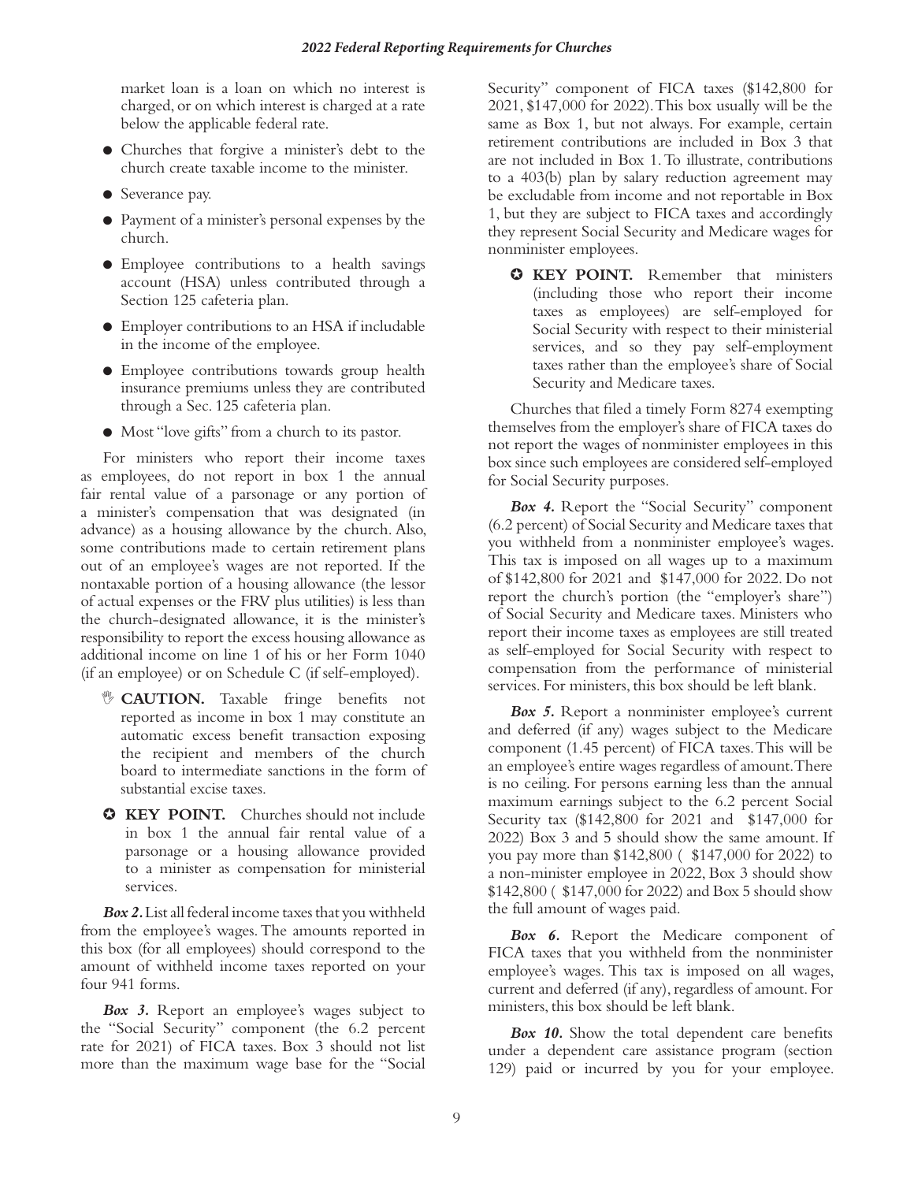market loan is a loan on which no interest is charged, or on which interest is charged at a rate below the applicable federal rate.

- Churches that forgive a minister's debt to the church create taxable income to the minister.
- Severance pay.
- Payment of a minister's personal expenses by the church.
- Employee contributions to a health savings account (HSA) unless contributed through a Section 125 cafeteria plan.
- Employer contributions to an HSA if includable in the income of the employee.
- Employee contributions towards group health insurance premiums unless they are contributed through a Sec. 125 cafeteria plan.
- Most "love gifts" from a church to its pastor.

For ministers who report their income taxes as employees, do not report in box 1 the annual fair rental value of a parsonage or any portion of a minister's compensation that was designated (in advance) as a housing allowance by the church. Also, some contributions made to certain retirement plans out of an employee's wages are not reported. If the nontaxable portion of a housing allowance (the lessor of actual expenses or the FRV plus utilities) is less than the church-designated allowance, it is the minister's responsibility to report the excess housing allowance as additional income on line 1 of his or her Form 1040 (if an employee) or on Schedule C (if self-employed).

> **CAUTION.** Taxable fringe benefits not reported as income in box 1 may constitute an automatic excess benefit transaction exposing the recipient and members of the church board to intermediate sanctions in the form of substantial excise taxes.

> **KEY POINT.** Churches should not include in box 1 the annual fair rental value of a parsonage or a housing allowance provided to a minister as compensation for ministerial services.

***Box 2.*** List all federal income taxes that you withheld from the employee's wages. The amounts reported in this box (for all employees) should correspond to the amount of withheld income taxes reported on your four 941 forms.

***Box 3.*** Report an employee's wages subject to the "Social Security" component (the 6.2 percent rate for 2021) of FICA taxes. Box 3 should not list more than the maximum wage base for the "Social Security" component of FICA taxes ($142,800 for 2021, $147,000 for 2022). This box usually will be the same as Box 1, but not always. For example, certain retirement contributions are included in Box 3 that are not included in Box 1. To illustrate, contributions to a 403(b) plan by salary reduction agreement may be excludable from income and not reportable in Box 1, but they are subject to FICA taxes and accordingly they represent Social Security and Medicare wages for nonminister employees.

> **KEY POINT.** Remember that ministers (including those who report their income taxes as employees) are self-employed for Social Security with respect to their ministerial services, and so they pay self-employment taxes rather than the employee's share of Social Security and Medicare taxes.

Churches that filed a timely Form 8274 exempting themselves from the employer's share of FICA taxes do not report the wages of nonminister employees in this box since such employees are considered self-employed for Social Security purposes.

***Box 4.*** Report the "Social Security" component (6.2 percent) of Social Security and Medicare taxes that you withheld from a nonminister employee's wages. This tax is imposed on all wages up to a maximum of $142,800 for 2021 and $147,000 for 2022. Do not report the church's portion (the "employer's share") of Social Security and Medicare taxes. Ministers who report their income taxes as employees are still treated as self-employed for Social Security with respect to compensation from the performance of ministerial services. For ministers, this box should be left blank.

***Box 5.*** Report a nonminister employee's current and deferred (if any) wages subject to the Medicare component (1.45 percent) of FICA taxes. This will be an employee's entire wages regardless of amount. There is no ceiling. For persons earning less than the annual maximum earnings subject to the 6.2 percent Social Security tax ($142,800 for 2021 and $147,000 for 2022) Box 3 and 5 should show the same amount. If you pay more than $142,800 ( $147,000 for 2022) to a non-minister employee in 2022, Box 3 should show $142,800 ( $147,000 for 2022) and Box 5 should show the full amount of wages paid.

***Box 6.*** Report the Medicare component of FICA taxes that you withheld from the nonminister employee's wages. This tax is imposed on all wages, current and deferred (if any), regardless of amount. For ministers, this box should be left blank.

***Box 10.*** Show the total dependent care benefits under a dependent care assistance program (section 129) paid or incurred by you for your employee.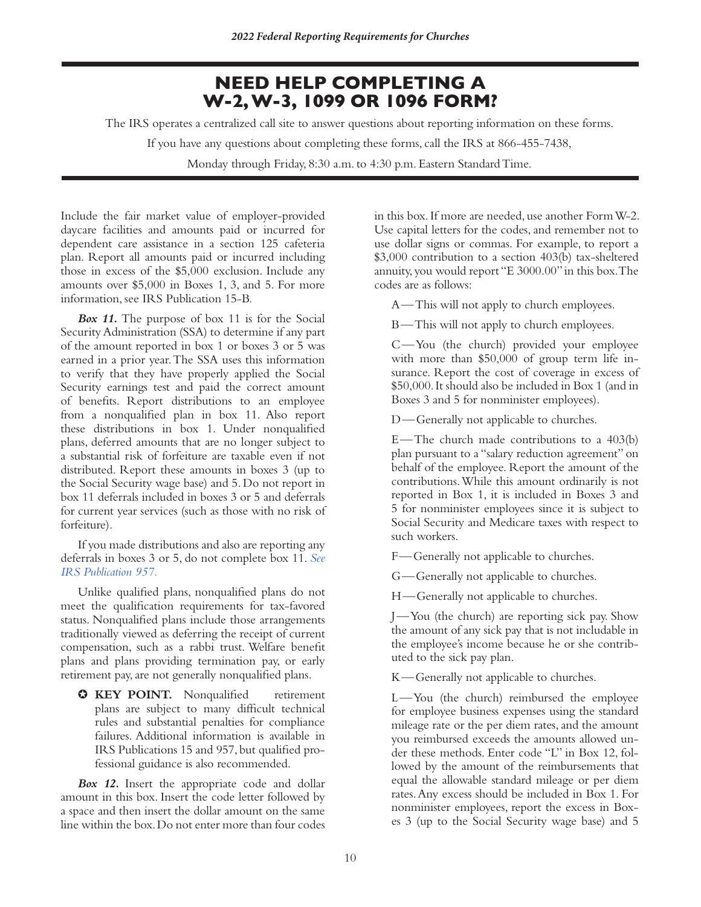## NEED HELP COMPLETING A W-2, W-3, 1099 OR 1096 FORM?

The IRS operates a centralized call site to answer questions about reporting information on these forms.

If you have any questions about completing these forms, call the IRS at 866-455-7438,

Monday through Friday, 8:30 a.m. to 4:30 p.m. Eastern Standard Time.

Include the fair market value of employer-provided daycare facilities and amounts paid or incurred for dependent care assistance in a section 125 cafeteria plan. Report all amounts paid or incurred including those in excess of the $5,000 exclusion. Include any amounts over $5,000 in Boxes 1, 3, and 5. For more information, see IRS Publication 15-B.

***Box 11.*** The purpose of box 11 is for the Social Security Administration (SSA) to determine if any part of the amount reported in box 1 or boxes 3 or 5 was earned in a prior year. The SSA uses this information to verify that they have properly applied the Social Security earnings test and paid the correct amount of benefits. Report distributions to an employee from a nonqualified plan in box 11. Also report these distributions in box 1. Under nonqualified plans, deferred amounts that are no longer subject to a substantial risk of forfeiture are taxable even if not distributed. Report these amounts in boxes 3 (up to the Social Security wage base) and 5. Do not report in box 11 deferrals included in boxes 3 or 5 and deferrals for current year services (such as those with no risk of forfeiture).

If you made distributions and also are reporting any deferrals in boxes 3 or 5, do not complete box 11. *See IRS Publication 957.*

Unlike qualified plans, nonqualified plans do not meet the qualification requirements for tax-favored status. Nonqualified plans include those arrangements traditionally viewed as deferring the receipt of current compensation, such as a rabbi trust. Welfare benefit plans and plans providing termination pay, or early retirement pay, are not generally nonqualified plans.

> ✪ **KEY POINT.** Nonqualified retirement plans are subject to many difficult technical rules and substantial penalties for compliance failures. Additional information is available in IRS Publications 15 and 957, but qualified professional guidance is also recommended.

***Box 12.*** Insert the appropriate code and dollar amount in this box. Insert the code letter followed by a space and then insert the dollar amount on the same line within the box. Do not enter more than four codes in this box. If more are needed, use another Form W-2. Use capital letters for the codes, and remember not to use dollar signs or commas. For example, to report a $3,000 contribution to a section 403(b) tax-sheltered annuity, you would report "E 3000.00" in this box. The codes are as follows:

A—This will not apply to church employees.

B—This will not apply to church employees.

C—You (the church) provided your employee with more than $50,000 of group term life insurance. Report the cost of coverage in excess of $50,000. It should also be included in Box 1 (and in Boxes 3 and 5 for nonminister employees).

D—Generally not applicable to churches.

E—The church made contributions to a 403(b) plan pursuant to a "salary reduction agreement" on behalf of the employee. Report the amount of the contributions. While this amount ordinarily is not reported in Box 1, it is included in Boxes 3 and 5 for nonminister employees since it is subject to Social Security and Medicare taxes with respect to such workers.

F—Generally not applicable to churches.

G—Generally not applicable to churches.

H—Generally not applicable to churches.

J—You (the church) are reporting sick pay. Show the amount of any sick pay that is not includable in the employee's income because he or she contributed to the sick pay plan.

K—Generally not applicable to churches.

L—You (the church) reimbursed the employee for employee business expenses using the standard mileage rate or the per diem rates, and the amount you reimbursed exceeds the amounts allowed under these methods. Enter code "L" in Box 12, followed by the amount of the reimbursements that equal the allowable standard mileage or per diem rates. Any excess should be included in Box 1. For nonminister employees, report the excess in Boxes 3 (up to the Social Security wage base) and 5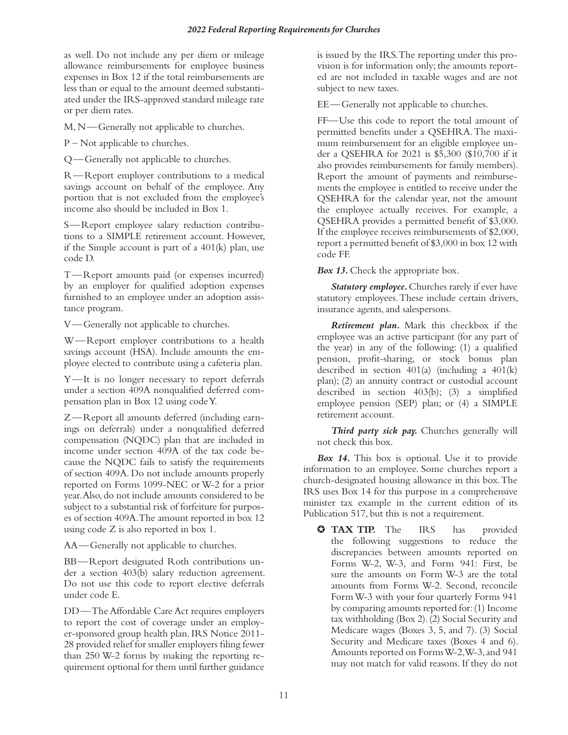as well. Do not include any per diem or mileage allowance reimbursements for employee business expenses in Box 12 if the total reimbursements are less than or equal to the amount deemed substantiated under the IRS-approved standard mileage rate or per diem rates.

M, N—Generally not applicable to churches.

P – Not applicable to churches.

Q—Generally not applicable to churches.

R—Report employer contributions to a medical savings account on behalf of the employee. Any portion that is not excluded from the employee's income also should be included in Box 1.

S—Report employee salary reduction contributions to a SIMPLE retirement account. However, if the Simple account is part of a 401(k) plan, use code D.

T—Report amounts paid (or expenses incurred) by an employer for qualified adoption expenses furnished to an employee under an adoption assistance program.

V—Generally not applicable to churches.

W—Report employer contributions to a health savings account (HSA). Include amounts the employee elected to contribute using a cafeteria plan.

Y—It is no longer necessary to report deferrals under a section 409A nonqualified deferred compensation plan in Box 12 using code Y.

Z—Report all amounts deferred (including earnings on deferrals) under a nonqualified deferred compensation (NQDC) plan that are included in income under section 409A of the tax code because the NQDC fails to satisfy the requirements of section 409A. Do not include amounts properly reported on Forms 1099-NEC or W-2 for a prior year. Also, do not include amounts considered to be subject to a substantial risk of forfeiture for purposes of section 409A. The amount reported in box 12 using code Z is also reported in box 1.

AA—Generally not applicable to churches.

BB—Report designated Roth contributions under a section 403(b) salary reduction agreement. Do not use this code to report elective deferrals under code E.

DD—The Affordable Care Act requires employers to report the cost of coverage under an employer-sponsored group health plan. IRS Notice 2011-28 provided relief for smaller employers filing fewer than 250 W-2 forms by making the reporting requirement optional for them until further guidance is issued by the IRS. The reporting under this provision is for information only; the amounts reported are not included in taxable wages and are not subject to new taxes.

EE—Generally not applicable to churches.

FF—Use this code to report the total amount of permitted benefits under a QSEHRA. The maximum reimbursement for an eligible employee under a QSEHRA for 2021 is $5,300 ($10,700 if it also provides reimbursements for family members). Report the amount of payments and reimbursements the employee is entitled to receive under the QSEHRA for the calendar year, not the amount the employee actually receives. For example, a QSEHRA provides a permitted benefit of $3,000. If the employee receives reimbursements of $2,000, report a permitted benefit of $3,000 in box 12 with code FF.

***Box 13.*** Check the appropriate box.

***Statutory employee.*** Churches rarely if ever have statutory employees. These include certain drivers, insurance agents, and salespersons.

***Retirement plan.*** Mark this checkbox if the employee was an active participant (for any part of the year) in any of the following: (1) a qualified pension, profit-sharing, or stock bonus plan described in section 401(a) (including a 401(k) plan); (2) an annuity contract or custodial account described in section 403(b); (3) a simplified employee pension (SEP) plan; or (4) a SIMPLE retirement account.

***Third party sick pay.*** Churches generally will not check this box.

***Box 14.*** This box is optional. Use it to provide information to an employee. Some churches report a church-designated housing allowance in this box. The IRS uses Box 14 for this purpose in a comprehensive minister tax example in the current edition of its Publication 517, but this is not a requirement.

- ✪ **TAX TIP.** The IRS has provided the following suggestions to reduce the discrepancies between amounts reported on Forms W-2, W-3, and Form 941: First, be sure the amounts on Form W-3 are the total amounts from Forms W-2. Second, reconcile Form W-3 with your four quarterly Forms 941 by comparing amounts reported for: (1) Income tax withholding (Box 2). (2) Social Security and Medicare wages (Boxes 3, 5, and 7). (3) Social Security and Medicare taxes (Boxes 4 and 6). Amounts reported on Forms W-2, W-3, and 941 may not match for valid reasons. If they do not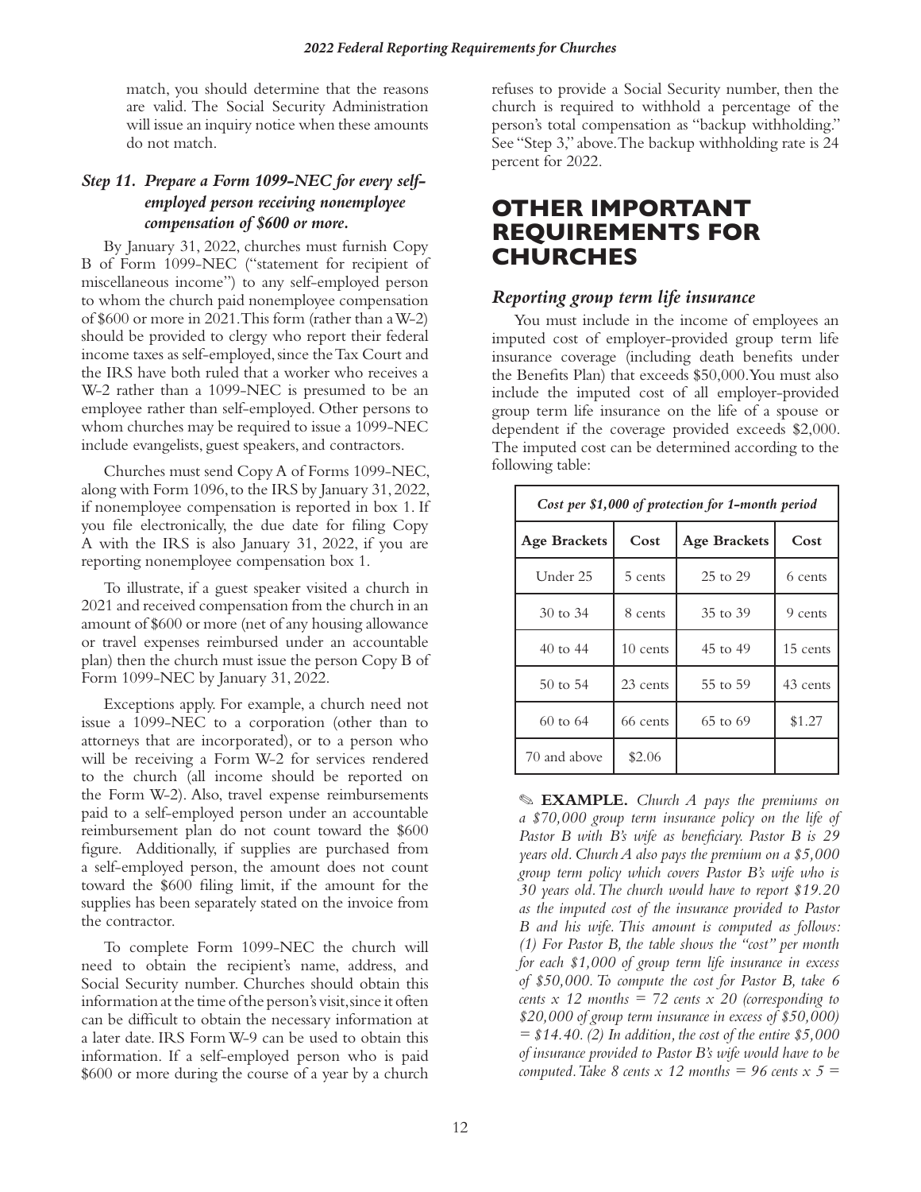match, you should determine that the reasons are valid. The Social Security Administration will issue an inquiry notice when these amounts do not match.

### *Step 11. Prepare a Form 1099-NEC for every self-employed person receiving nonemployee compensation of $600 or more.*

By January 31, 2022, churches must furnish Copy B of Form 1099-NEC ("statement for recipient of miscellaneous income") to any self-employed person to whom the church paid nonemployee compensation of $600 or more in 2021. This form (rather than a W-2) should be provided to clergy who report their federal income taxes as self-employed, since the Tax Court and the IRS have both ruled that a worker who receives a W-2 rather than a 1099-NEC is presumed to be an employee rather than self-employed. Other persons to whom churches may be required to issue a 1099-NEC include evangelists, guest speakers, and contractors.

Churches must send Copy A of Forms 1099-NEC, along with Form 1096, to the IRS by January 31, 2022, if nonemployee compensation is reported in box 1. If you file electronically, the due date for filing Copy A with the IRS is also January 31, 2022, if you are reporting nonemployee compensation box 1.

To illustrate, if a guest speaker visited a church in 2021 and received compensation from the church in an amount of $600 or more (net of any housing allowance or travel expenses reimbursed under an accountable plan) then the church must issue the person Copy B of Form 1099-NEC by January 31, 2022.

Exceptions apply. For example, a church need not issue a 1099-NEC to a corporation (other than to attorneys that are incorporated), or to a person who will be receiving a Form W-2 for services rendered to the church (all income should be reported on the Form W-2). Also, travel expense reimbursements paid to a self-employed person under an accountable reimbursement plan do not count toward the $600 figure. Additionally, if supplies are purchased from a self-employed person, the amount does not count toward the $600 filing limit, if the amount for the supplies has been separately stated on the invoice from the contractor.

To complete Form 1099-NEC the church will need to obtain the recipient's name, address, and Social Security number. Churches should obtain this information at the time of the person's visit, since it often can be difficult to obtain the necessary information at a later date. IRS Form W-9 can be used to obtain this information. If a self-employed person who is paid $600 or more during the course of a year by a church refuses to provide a Social Security number, then the church is required to withhold a percentage of the person's total compensation as "backup withholding." See "Step 3," above. The backup withholding rate is 24 percent for 2022.

# OTHER IMPORTANT REQUIREMENTS FOR CHURCHES

### *Reporting group term life insurance*

You must include in the income of employees an imputed cost of employer-provided group term life insurance coverage (including death benefits under the Benefits Plan) that exceeds $50,000. You must also include the imputed cost of all employer-provided group term life insurance on the life of a spouse or dependent if the coverage provided exceeds $2,000. The imputed cost can be determined according to the following table:

| *Cost per $1,000 of protection for 1-month period* | | | |
|---|---|---|---|
| **Age Brackets** | **Cost** | **Age Brackets** | **Cost** |
| Under 25 | 5 cents | 25 to 29 | 6 cents |
| 30 to 34 | 8 cents | 35 to 39 | 9 cents |
| 40 to 44 | 10 cents | 45 to 49 | 15 cents |
| 50 to 54 | 23 cents | 55 to 59 | 43 cents |
| 60 to 64 | 66 cents | 65 to 69 | $1.27 |
| 70 and above | $2.06 | | |

✎ **EXAMPLE.** *Church A pays the premiums on a $70,000 group term insurance policy on the life of Pastor B with B's wife as beneficiary. Pastor B is 29 years old. Church A also pays the premium on a $5,000 group term policy which covers Pastor B's wife who is 30 years old. The church would have to report $19.20 as the imputed cost of the insurance provided to Pastor B and his wife. This amount is computed as follows: (1) For Pastor B, the table shows the "cost" per month for each $1,000 of group term life insurance in excess of $50,000. To compute the cost for Pastor B, take 6 cents x 12 months = 72 cents x 20 (corresponding to $20,000 of group term insurance in excess of $50,000) = $14.40. (2) In addition, the cost of the entire $5,000 of insurance provided to Pastor B's wife would have to be computed. Take 8 cents x 12 months = 96 cents x 5 =*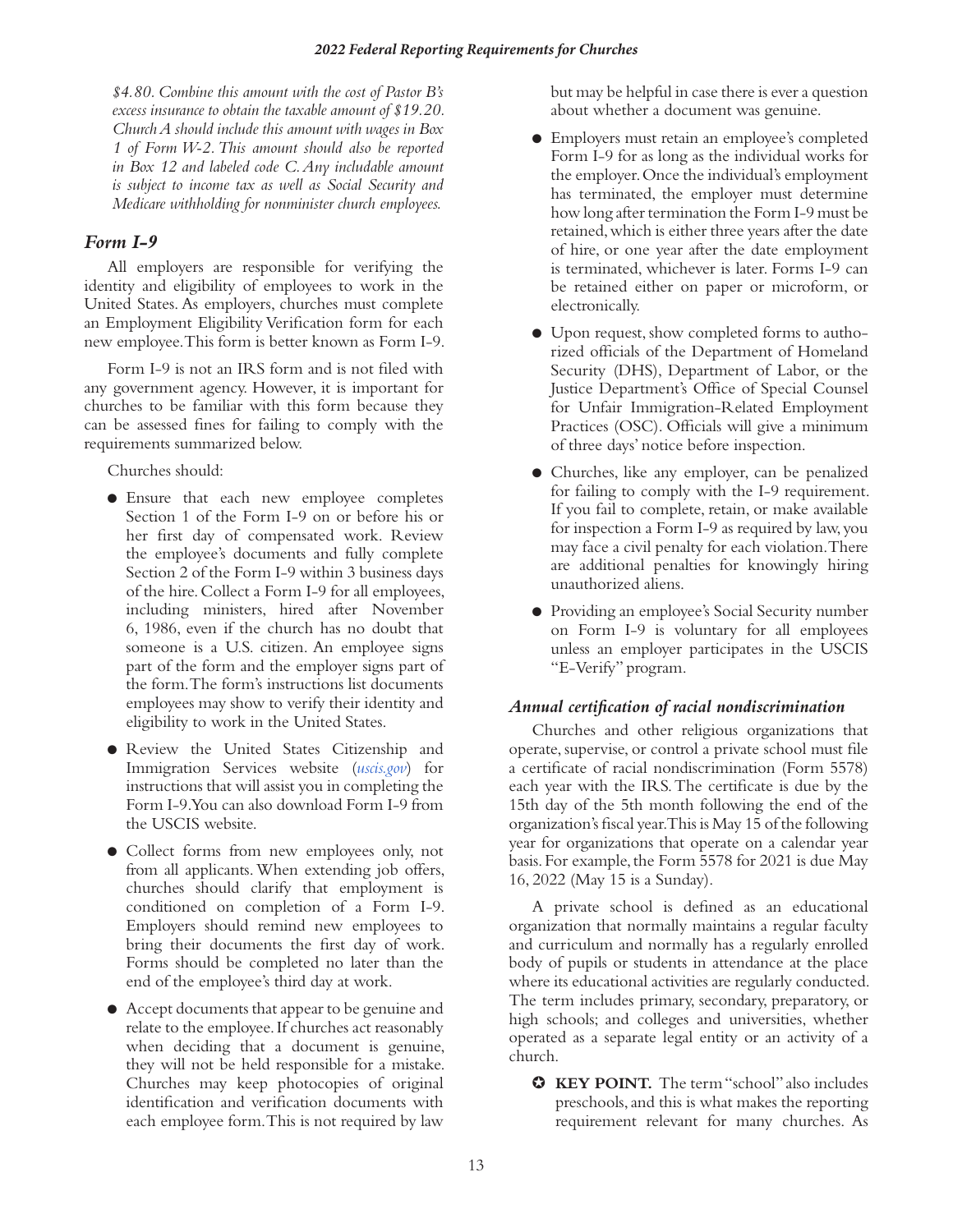*$4.80. Combine this amount with the cost of Pastor B's excess insurance to obtain the taxable amount of $19.20. Church A should include this amount with wages in Box 1 of Form W-2. This amount should also be reported in Box 12 and labeled code C. Any includable amount is subject to income tax as well as Social Security and Medicare withholding for nonminister church employees.*

## *Form I-9*

All employers are responsible for verifying the identity and eligibility of employees to work in the United States. As employers, churches must complete an Employment Eligibility Verification form for each new employee. This form is better known as Form I-9.

Form I-9 is not an IRS form and is not filed with any government agency. However, it is important for churches to be familiar with this form because they can be assessed fines for failing to comply with the requirements summarized below.

Churches should:

- Ensure that each new employee completes Section 1 of the Form I-9 on or before his or her first day of compensated work. Review the employee's documents and fully complete Section 2 of the Form I-9 within 3 business days of the hire. Collect a Form I-9 for all employees, including ministers, hired after November 6, 1986, even if the church has no doubt that someone is a U.S. citizen. An employee signs part of the form and the employer signs part of the form. The form's instructions list documents employees may show to verify their identity and eligibility to work in the United States.
- Review the United States Citizenship and Immigration Services website (*uscis.gov*) for instructions that will assist you in completing the Form I-9. You can also download Form I-9 from the USCIS website.
- Collect forms from new employees only, not from all applicants. When extending job offers, churches should clarify that employment is conditioned on completion of a Form I-9. Employers should remind new employees to bring their documents the first day of work. Forms should be completed no later than the end of the employee's third day at work.
- Accept documents that appear to be genuine and relate to the employee. If churches act reasonably when deciding that a document is genuine, they will not be held responsible for a mistake. Churches may keep photocopies of original identification and verification documents with each employee form. This is not required by law but may be helpful in case there is ever a question about whether a document was genuine.
- Employers must retain an employee's completed Form I-9 for as long as the individual works for the employer. Once the individual's employment has terminated, the employer must determine how long after termination the Form I-9 must be retained, which is either three years after the date of hire, or one year after the date employment is terminated, whichever is later. Forms I-9 can be retained either on paper or microform, or electronically.
- Upon request, show completed forms to authorized officials of the Department of Homeland Security (DHS), Department of Labor, or the Justice Department's Office of Special Counsel for Unfair Immigration-Related Employment Practices (OSC). Officials will give a minimum of three days' notice before inspection.
- Churches, like any employer, can be penalized for failing to comply with the I-9 requirement. If you fail to complete, retain, or make available for inspection a Form I-9 as required by law, you may face a civil penalty for each violation. There are additional penalties for knowingly hiring unauthorized aliens.
- Providing an employee's Social Security number on Form I-9 is voluntary for all employees unless an employer participates in the USCIS "E-Verify" program.

### *Annual certification of racial nondiscrimination*

Churches and other religious organizations that operate, supervise, or control a private school must file a certificate of racial nondiscrimination (Form 5578) each year with the IRS. The certificate is due by the 15th day of the 5th month following the end of the organization's fiscal year. This is May 15 of the following year for organizations that operate on a calendar year basis. For example, the Form 5578 for 2021 is due May 16, 2022 (May 15 is a Sunday).

A private school is defined as an educational organization that normally maintains a regular faculty and curriculum and normally has a regularly enrolled body of pupils or students in attendance at the place where its educational activities are regularly conducted. The term includes primary, secondary, preparatory, or high schools; and colleges and universities, whether operated as a separate legal entity or an activity of a church.

✪ **KEY POINT.** The term "school" also includes preschools, and this is what makes the reporting requirement relevant for many churches. As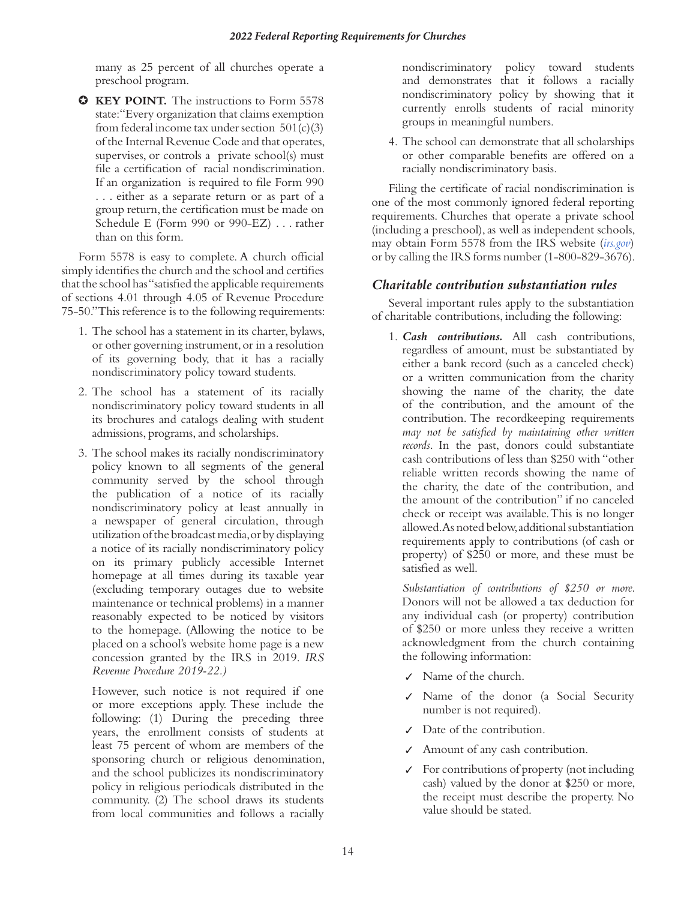many as 25 percent of all churches operate a preschool program.

✪ **KEY POINT.** The instructions to Form 5578 state: "Every organization that claims exemption from federal income tax under section 501(c)(3) of the Internal Revenue Code and that operates, supervises, or controls a private school(s) must file a certification of racial nondiscrimination. If an organization is required to file Form 990 . . . either as a separate return or as part of a group return, the certification must be made on Schedule E (Form 990 or 990-EZ) . . . rather than on this form.

Form 5578 is easy to complete. A church official simply identifies the church and the school and certifies that the school has "satisfied the applicable requirements of sections 4.01 through 4.05 of Revenue Procedure 75-50." This reference is to the following requirements:

1. The school has a statement in its charter, bylaws, or other governing instrument, or in a resolution of its governing body, that it has a racially nondiscriminatory policy toward students.
2. The school has a statement of its racially nondiscriminatory policy toward students in all its brochures and catalogs dealing with student admissions, programs, and scholarships.
3. The school makes its racially nondiscriminatory policy known to all segments of the general community served by the school through the publication of a notice of its racially nondiscriminatory policy at least annually in a newspaper of general circulation, through utilization of the broadcast media, or by displaying a notice of its racially nondiscriminatory policy on its primary publicly accessible Internet homepage at all times during its taxable year (excluding temporary outages due to website maintenance or technical problems) in a manner reasonably expected to be noticed by visitors to the homepage. (Allowing the notice to be placed on a school's website home page is a new concession granted by the IRS in 2019. *IRS Revenue Procedure 2019-22.)*

   However, such notice is not required if one or more exceptions apply. These include the following: (1) During the preceding three years, the enrollment consists of students at least 75 percent of whom are members of the sponsoring church or religious denomination, and the school publicizes its nondiscriminatory policy in religious periodicals distributed in the community. (2) The school draws its students from local communities and follows a racially nondiscriminatory policy toward students and demonstrates that it follows a racially nondiscriminatory policy by showing that it currently enrolls students of racial minority groups in meaningful numbers.
4. The school can demonstrate that all scholarships or other comparable benefits are offered on a racially nondiscriminatory basis.

Filing the certificate of racial nondiscrimination is one of the most commonly ignored federal reporting requirements. Churches that operate a private school (including a preschool), as well as independent schools, may obtain Form 5578 from the IRS website (*irs.gov*) or by calling the IRS forms number (1-800-829-3676).

## *Charitable contribution substantiation rules*

Several important rules apply to the substantiation of charitable contributions, including the following:

1. ***Cash contributions.*** All cash contributions, regardless of amount, must be substantiated by either a bank record (such as a canceled check) or a written communication from the charity showing the name of the charity, the date of the contribution, and the amount of the contribution. The recordkeeping requirements *may not be satisfied by maintaining other written records*. In the past, donors could substantiate cash contributions of less than $250 with "other reliable written records showing the name of the charity, the date of the contribution, and the amount of the contribution" if no canceled check or receipt was available. This is no longer allowed. As noted below, additional substantiation requirements apply to contributions (of cash or property) of $250 or more, and these must be satisfied as well.

   *Substantiation of contributions of $250 or more.* Donors will not be allowed a tax deduction for any individual cash (or property) contribution of $250 or more unless they receive a written acknowledgment from the church containing the following information:

   - ✓ Name of the church.
   - ✓ Name of the donor (a Social Security number is not required).
   - ✓ Date of the contribution.
   - ✓ Amount of any cash contribution.
   - ✓ For contributions of property (not including cash) valued by the donor at $250 or more, the receipt must describe the property. No value should be stated.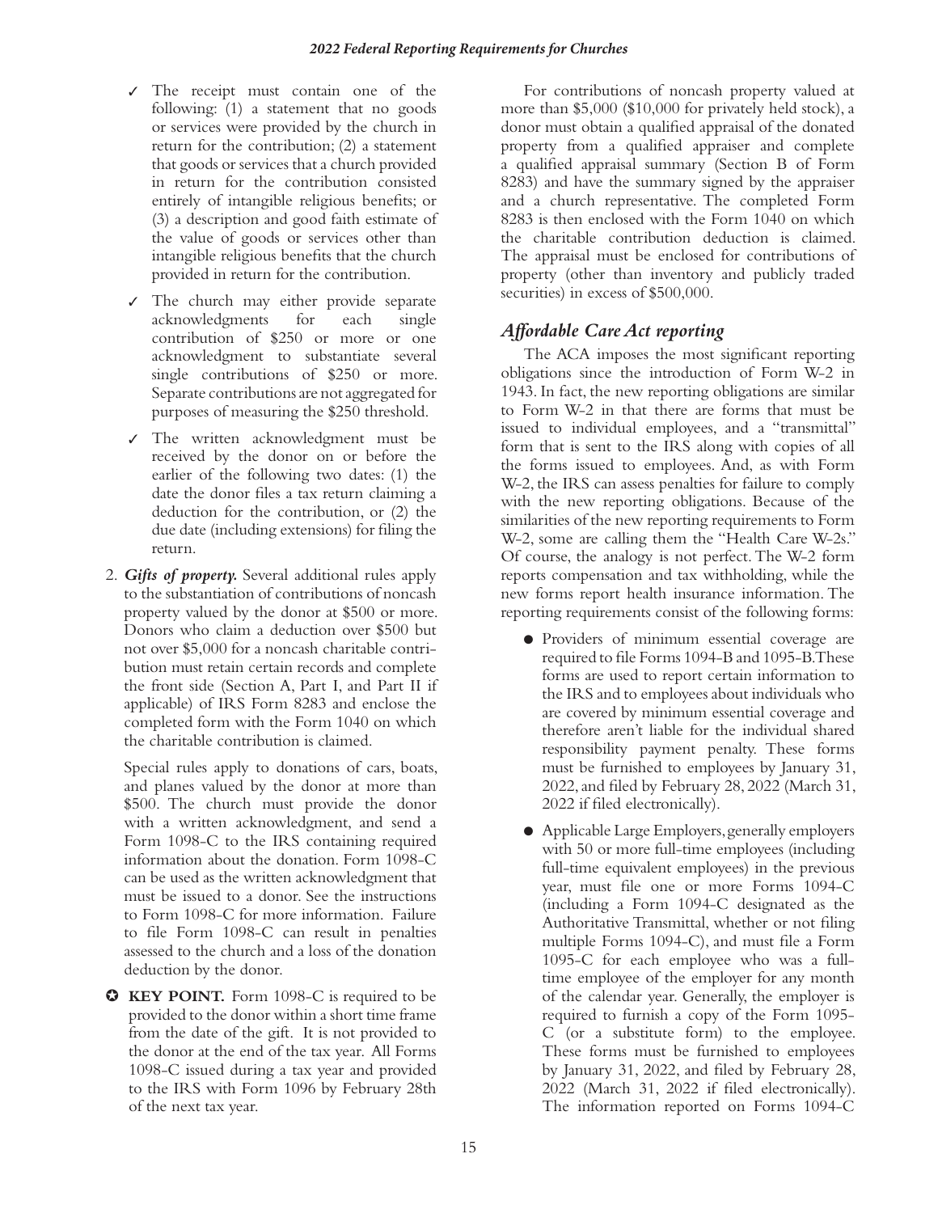- ✓ The receipt must contain one of the following: (1) a statement that no goods or services were provided by the church in return for the contribution; (2) a statement that goods or services that a church provided in return for the contribution consisted entirely of intangible religious benefits; or (3) a description and good faith estimate of the value of goods or services other than intangible religious benefits that the church provided in return for the contribution.
- ✓ The church may either provide separate acknowledgments for each single contribution of $250 or more or one acknowledgment to substantiate several single contributions of $250 or more. Separate contributions are not aggregated for purposes of measuring the $250 threshold.
- ✓ The written acknowledgment must be received by the donor on or before the earlier of the following two dates: (1) the date the donor files a tax return claiming a deduction for the contribution, or (2) the due date (including extensions) for filing the return.

2. ***Gifts of property.*** Several additional rules apply to the substantiation of contributions of noncash property valued by the donor at $500 or more. Donors who claim a deduction over $500 but not over $5,000 for a noncash charitable contribution must retain certain records and complete the front side (Section A, Part I, and Part II if applicable) of IRS Form 8283 and enclose the completed form with the Form 1040 on which the charitable contribution is claimed.

   Special rules apply to donations of cars, boats, and planes valued by the donor at more than $500. The church must provide the donor with a written acknowledgment, and send a Form 1098-C to the IRS containing required information about the donation. Form 1098-C can be used as the written acknowledgment that must be issued to a donor. See the instructions to Form 1098-C for more information. Failure to file Form 1098-C can result in penalties assessed to the church and a loss of the donation deduction by the donor.

✪ **KEY POINT.** Form 1098-C is required to be provided to the donor within a short time frame from the date of the gift. It is not provided to the donor at the end of the tax year. All Forms 1098-C issued during a tax year and provided to the IRS with Form 1096 by February 28th of the next tax year.

For contributions of noncash property valued at more than $5,000 ($10,000 for privately held stock), a donor must obtain a qualified appraisal of the donated property from a qualified appraiser and complete a qualified appraisal summary (Section B of Form 8283) and have the summary signed by the appraiser and a church representative. The completed Form 8283 is then enclosed with the Form 1040 on which the charitable contribution deduction is claimed. The appraisal must be enclosed for contributions of property (other than inventory and publicly traded securities) in excess of $500,000.

## *Affordable Care Act reporting*

The ACA imposes the most significant reporting obligations since the introduction of Form W-2 in 1943. In fact, the new reporting obligations are similar to Form W-2 in that there are forms that must be issued to individual employees, and a "transmittal" form that is sent to the IRS along with copies of all the forms issued to employees. And, as with Form W-2, the IRS can assess penalties for failure to comply with the new reporting obligations. Because of the similarities of the new reporting requirements to Form W-2, some are calling them the "Health Care W-2s." Of course, the analogy is not perfect. The W-2 form reports compensation and tax withholding, while the new forms report health insurance information. The reporting requirements consist of the following forms:

- Providers of minimum essential coverage are required to file Forms 1094-B and 1095-B. These forms are used to report certain information to the IRS and to employees about individuals who are covered by minimum essential coverage and therefore aren't liable for the individual shared responsibility payment penalty. These forms must be furnished to employees by January 31, 2022, and filed by February 28, 2022 (March 31, 2022 if filed electronically).
- Applicable Large Employers, generally employers with 50 or more full-time employees (including full-time equivalent employees) in the previous year, must file one or more Forms 1094-C (including a Form 1094-C designated as the Authoritative Transmittal, whether or not filing multiple Forms 1094-C), and must file a Form 1095-C for each employee who was a full-time employee of the employer for any month of the calendar year. Generally, the employer is required to furnish a copy of the Form 1095-C (or a substitute form) to the employee. These forms must be furnished to employees by January 31, 2022, and filed by February 28, 2022 (March 31, 2022 if filed electronically). The information reported on Forms 1094-C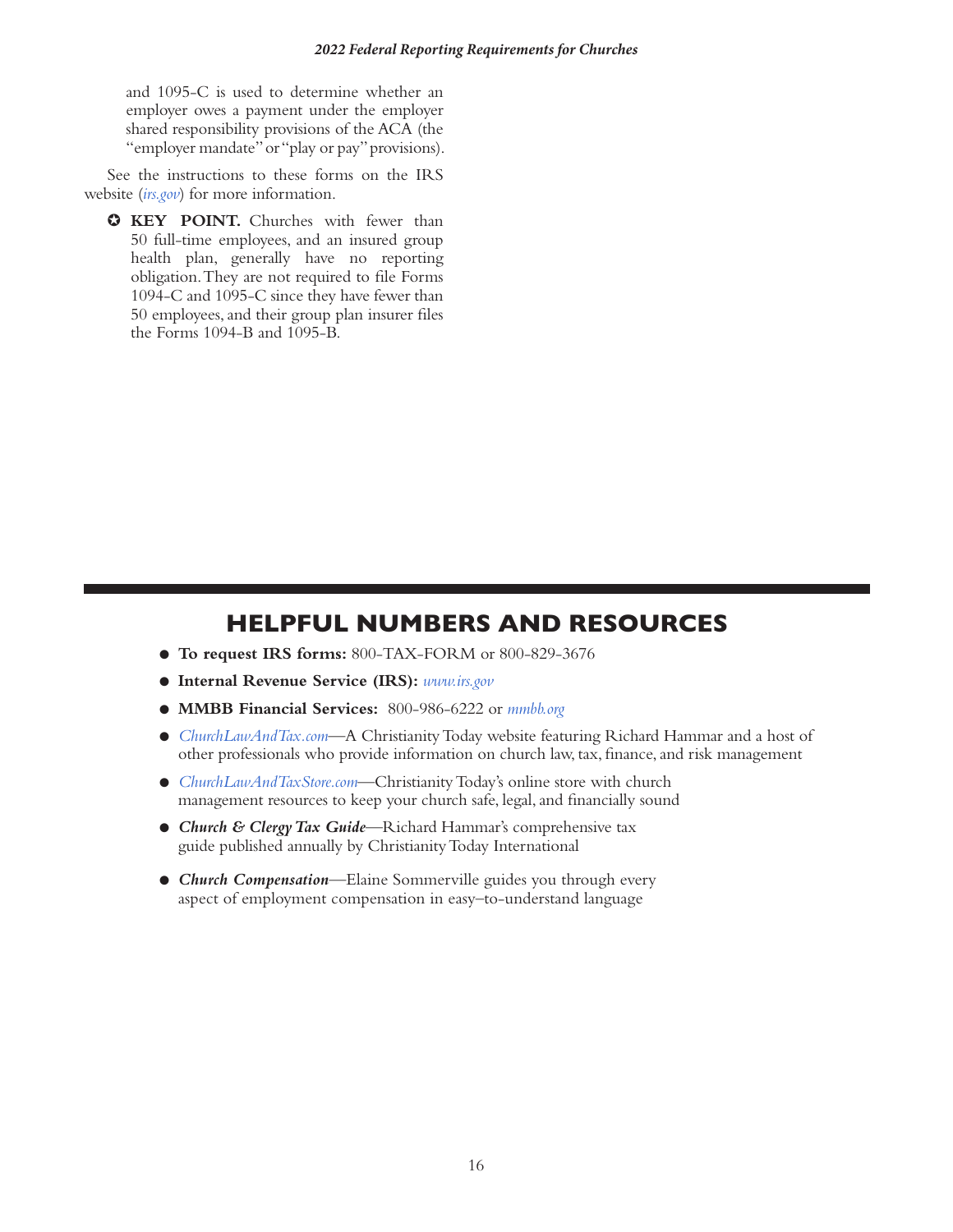and 1095-C is used to determine whether an employer owes a payment under the employer shared responsibility provisions of the ACA (the "employer mandate" or "play or pay" provisions).

See the instructions to these forms on the IRS website (*irs.gov*) for more information.

✪ **KEY POINT.** Churches with fewer than 50 full-time employees, and an insured group health plan, generally have no reporting obligation. They are not required to file Forms 1094-C and 1095-C since they have fewer than 50 employees, and their group plan insurer files the Forms 1094-B and 1095-B.

## HELPFUL NUMBERS AND RESOURCES

- **To request IRS forms:** 800-TAX-FORM or 800-829-3676
- **Internal Revenue Service (IRS):** *www.irs.gov*
- **MMBB Financial Services:** 800-986-6222 or *mmbb.org*
- *ChurchLawAndTax.com*—A Christianity Today website featuring Richard Hammar and a host of other professionals who provide information on church law, tax, finance, and risk management
- *ChurchLawAndTaxStore.com*—Christianity Today's online store with church management resources to keep your church safe, legal, and financially sound
- ***Church & Clergy Tax Guide***—Richard Hammar's comprehensive tax guide published annually by Christianity Today International
- ***Church Compensation***—Elaine Sommerville guides you through every aspect of employment compensation in easy–to-understand language